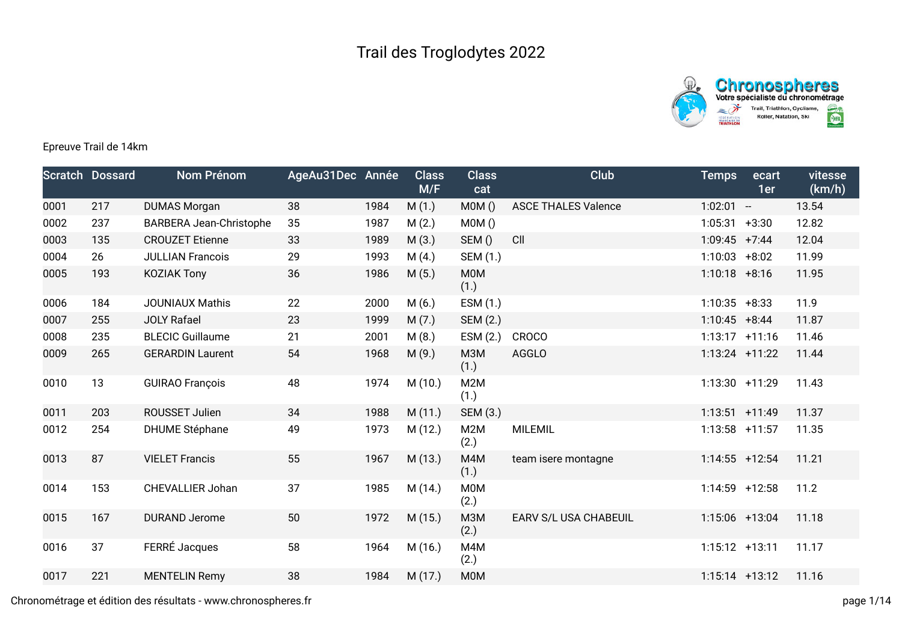# Trail des Troglodytes 2022

Epreuve Trail de 14km

| Scratch | Dossard | Nom Prénom | AgeAu31Dec | Année | Class M/F | Class cat | Club | Temps | ecart 1er | vitesse (km/h) |
|---|---|---|---|---|---|---|---|---|---|---|
| 0001 | 217 | DUMAS Morgan | 38 | 1984 | M (1.) | M0M () | ASCE THALES Valence | 1:02:01 | -- | 13.54 |
| 0002 | 237 | BARBERA Jean-Christophe | 35 | 1987 | M (2.) | M0M () | | 1:05:31 | +3:30 | 12.82 |
| 0003 | 135 | CROUZET Etienne | 33 | 1989 | M (3.) | SEM () | CII | 1:09:45 | +7:44 | 12.04 |
| 0004 | 26 | JULLIAN Francois | 29 | 1993 | M (4.) | SEM (1.) | | 1:10:03 | +8:02 | 11.99 |
| 0005 | 193 | KOZIAK Tony | 36 | 1986 | M (5.) | M0M (1.) | | 1:10:18 | +8:16 | 11.95 |
| 0006 | 184 | JOUNIAUX Mathis | 22 | 2000 | M (6.) | ESM (1.) | | 1:10:35 | +8:33 | 11.9 |
| 0007 | 255 | JOLY Rafael | 23 | 1999 | M (7.) | SEM (2.) | | 1:10:45 | +8:44 | 11.87 |
| 0008 | 235 | BLECIC Guillaume | 21 | 2001 | M (8.) | ESM (2.) | CROCO | 1:13:17 | +11:16 | 11.46 |
| 0009 | 265 | GERARDIN Laurent | 54 | 1968 | M (9.) | M3M (1.) | AGGLO | 1:13:24 | +11:22 | 11.44 |
| 0010 | 13 | GUIRAO François | 48 | 1974 | M (10.) | M2M (1.) | | 1:13:30 | +11:29 | 11.43 |
| 0011 | 203 | ROUSSET Julien | 34 | 1988 | M (11.) | SEM (3.) | | 1:13:51 | +11:49 | 11.37 |
| 0012 | 254 | DHUME Stéphane | 49 | 1973 | M (12.) | M2M (2.) | MILEMIL | 1:13:58 | +11:57 | 11.35 |
| 0013 | 87 | VIELET Francis | 55 | 1967 | M (13.) | M4M (1.) | team isere montagne | 1:14:55 | +12:54 | 11.21 |
| 0014 | 153 | CHEVALLIER Johan | 37 | 1985 | M (14.) | M0M (2.) | | 1:14:59 | +12:58 | 11.2 |
| 0015 | 167 | DURAND Jerome | 50 | 1972 | M (15.) | M3M (2.) | EARV S/L USA CHABEUIL | 1:15:06 | +13:04 | 11.18 |
| 0016 | 37 | FERRÉ Jacques | 58 | 1964 | M (16.) | M4M (2.) | | 1:15:12 | +13:11 | 11.17 |
| 0017 | 221 | MENTELIN Remy | 38 | 1984 | M (17.) | M0M | | 1:15:14 | +13:12 | 11.16 |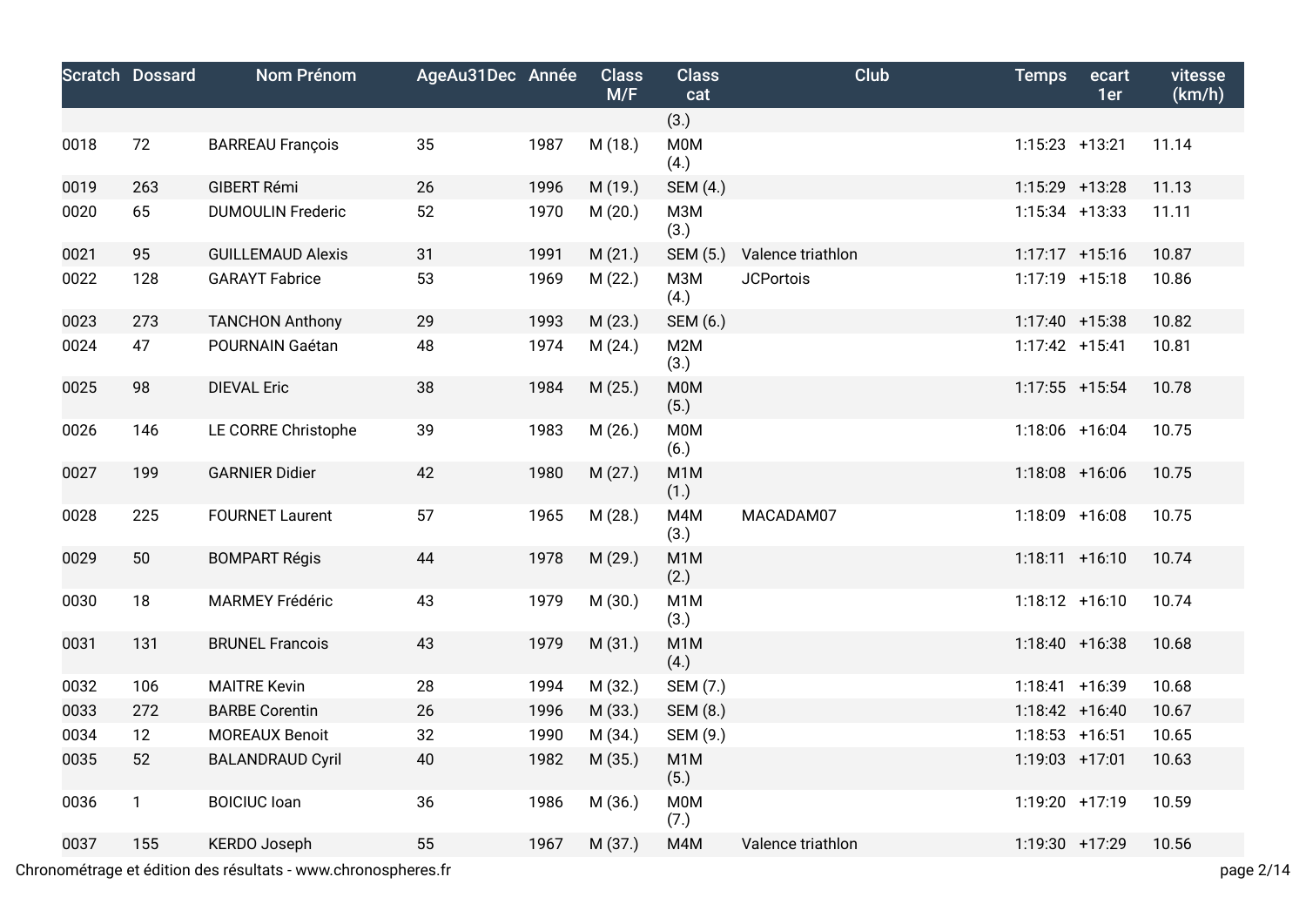| Scratch | Dossard | Nom Prénom | AgeAu31Dec | Année | Class M/F | Class cat | Club | Temps | ecart 1er | vitesse (km/h) |
|---|---|---|---|---|---|---|---|---|---|---|
| | | | | | | (3.) | | | | |
| 0018 | 72 | BARREAU François | 35 | 1987 | M (18.) | M0M (4.) | | 1:15:23 | +13:21 | 11.14 |
| 0019 | 263 | GIBERT Rémi | 26 | 1996 | M (19.) | SEM (4.) | | 1:15:29 | +13:28 | 11.13 |
| 0020 | 65 | DUMOULIN Frederic | 52 | 1970 | M (20.) | M3M (3.) | | 1:15:34 | +13:33 | 11.11 |
| 0021 | 95 | GUILLEMAUD Alexis | 31 | 1991 | M (21.) | SEM (5.) | Valence triathlon | 1:17:17 | +15:16 | 10.87 |
| 0022 | 128 | GARAYT Fabrice | 53 | 1969 | M (22.) | M3M (4.) | JCPortois | 1:17:19 | +15:18 | 10.86 |
| 0023 | 273 | TANCHON Anthony | 29 | 1993 | M (23.) | SEM (6.) | | 1:17:40 | +15:38 | 10.82 |
| 0024 | 47 | POURNAIN Gaétan | 48 | 1974 | M (24.) | M2M (3.) | | 1:17:42 | +15:41 | 10.81 |
| 0025 | 98 | DIEVAL Eric | 38 | 1984 | M (25.) | M0M (5.) | | 1:17:55 | +15:54 | 10.78 |
| 0026 | 146 | LE CORRE Christophe | 39 | 1983 | M (26.) | M0M (6.) | | 1:18:06 | +16:04 | 10.75 |
| 0027 | 199 | GARNIER Didier | 42 | 1980 | M (27.) | M1M (1.) | | 1:18:08 | +16:06 | 10.75 |
| 0028 | 225 | FOURNET Laurent | 57 | 1965 | M (28.) | M4M (3.) | MACADAM07 | 1:18:09 | +16:08 | 10.75 |
| 0029 | 50 | BOMPART Régis | 44 | 1978 | M (29.) | M1M (2.) | | 1:18:11 | +16:10 | 10.74 |
| 0030 | 18 | MARMEY Frédéric | 43 | 1979 | M (30.) | M1M (3.) | | 1:18:12 | +16:10 | 10.74 |
| 0031 | 131 | BRUNEL Francois | 43 | 1979 | M (31.) | M1M (4.) | | 1:18:40 | +16:38 | 10.68 |
| 0032 | 106 | MAITRE Kevin | 28 | 1994 | M (32.) | SEM (7.) | | 1:18:41 | +16:39 | 10.68 |
| 0033 | 272 | BARBE Corentin | 26 | 1996 | M (33.) | SEM (8.) | | 1:18:42 | +16:40 | 10.67 |
| 0034 | 12 | MOREAUX Benoit | 32 | 1990 | M (34.) | SEM (9.) | | 1:18:53 | +16:51 | 10.65 |
| 0035 | 52 | BALANDRAUD Cyril | 40 | 1982 | M (35.) | M1M (5.) | | 1:19:03 | +17:01 | 10.63 |
| 0036 | 1 | BOICIUC Ioan | 36 | 1986 | M (36.) | M0M (7.) | | 1:19:20 | +17:19 | 10.59 |
| 0037 | 155 | KERDO Joseph | 55 | 1967 | M (37.) | M4M | Valence triathlon | 1:19:30 | +17:29 | 10.56 |

Chronométrage et édition des résultats - www.chronospheres.fr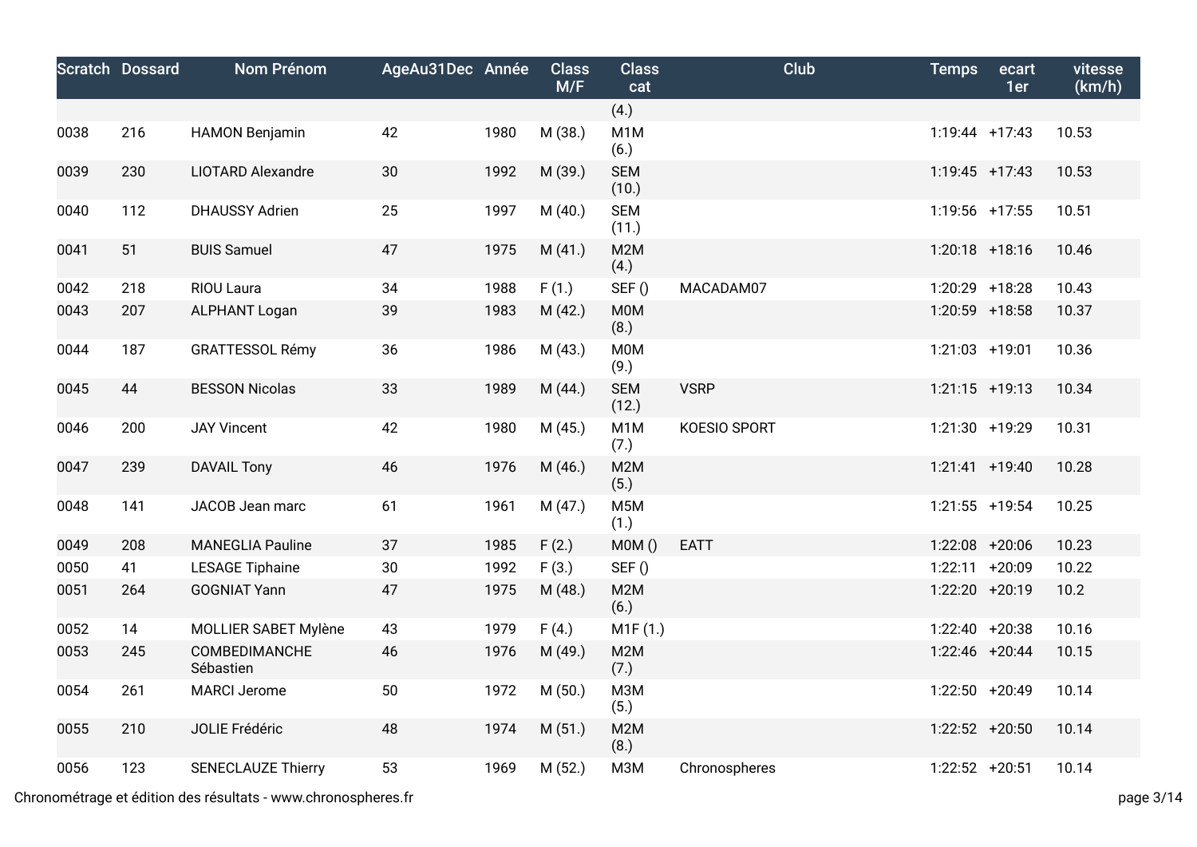| Scratch | Dossard | Nom Prénom | AgeAu31Dec | Année | Class M/F | Class cat | Club | Temps | ecart 1er | vitesse (km/h) |
|---|---|---|---|---|---|---|---|---|---|---|
| | | | | | | (4.) | | | | |
| 0038 | 216 | HAMON Benjamin | 42 | 1980 | M (38.) | M1M (6.) | | 1:19:44 | +17:43 | 10.53 |
| 0039 | 230 | LIOTARD Alexandre | 30 | 1992 | M (39.) | SEM (10.) | | 1:19:45 | +17:43 | 10.53 |
| 0040 | 112 | DHAUSSY Adrien | 25 | 1997 | M (40.) | SEM (11.) | | 1:19:56 | +17:55 | 10.51 |
| 0041 | 51 | BUIS Samuel | 47 | 1975 | M (41.) | M2M (4.) | | 1:20:18 | +18:16 | 10.46 |
| 0042 | 218 | RIOU Laura | 34 | 1988 | F (1.) | SEF () | MACADAM07 | 1:20:29 | +18:28 | 10.43 |
| 0043 | 207 | ALPHANT Logan | 39 | 1983 | M (42.) | M0M (8.) | | 1:20:59 | +18:58 | 10.37 |
| 0044 | 187 | GRATTESSOL Rémy | 36 | 1986 | M (43.) | M0M (9.) | | 1:21:03 | +19:01 | 10.36 |
| 0045 | 44 | BESSON Nicolas | 33 | 1989 | M (44.) | SEM (12.) | VSRP | 1:21:15 | +19:13 | 10.34 |
| 0046 | 200 | JAY Vincent | 42 | 1980 | M (45.) | M1M (7.) | KOESIO SPORT | 1:21:30 | +19:29 | 10.31 |
| 0047 | 239 | DAVAIL Tony | 46 | 1976 | M (46.) | M2M (5.) | | 1:21:41 | +19:40 | 10.28 |
| 0048 | 141 | JACOB Jean marc | 61 | 1961 | M (47.) | M5M (1.) | | 1:21:55 | +19:54 | 10.25 |
| 0049 | 208 | MANEGLIA Pauline | 37 | 1985 | F (2.) | M0M () | EATT | 1:22:08 | +20:06 | 10.23 |
| 0050 | 41 | LESAGE Tiphaine | 30 | 1992 | F (3.) | SEF () | | 1:22:11 | +20:09 | 10.22 |
| 0051 | 264 | GOGNIAT Yann | 47 | 1975 | M (48.) | M2M (6.) | | 1:22:20 | +20:19 | 10.2 |
| 0052 | 14 | MOLLIER SABET Mylène | 43 | 1979 | F (4.) | M1F (1.) | | 1:22:40 | +20:38 | 10.16 |
| 0053 | 245 | COMBEDIMANCHE Sébastien | 46 | 1976 | M (49.) | M2M (7.) | | 1:22:46 | +20:44 | 10.15 |
| 0054 | 261 | MARCI Jerome | 50 | 1972 | M (50.) | M3M (5.) | | 1:22:50 | +20:49 | 10.14 |
| 0055 | 210 | JOLIE Frédéric | 48 | 1974 | M (51.) | M2M (8.) | | 1:22:52 | +20:50 | 10.14 |
| 0056 | 123 | SENECLAUZE Thierry | 53 | 1969 | M (52.) | M3M | Chronospheres | 1:22:52 | +20:51 | 10.14 |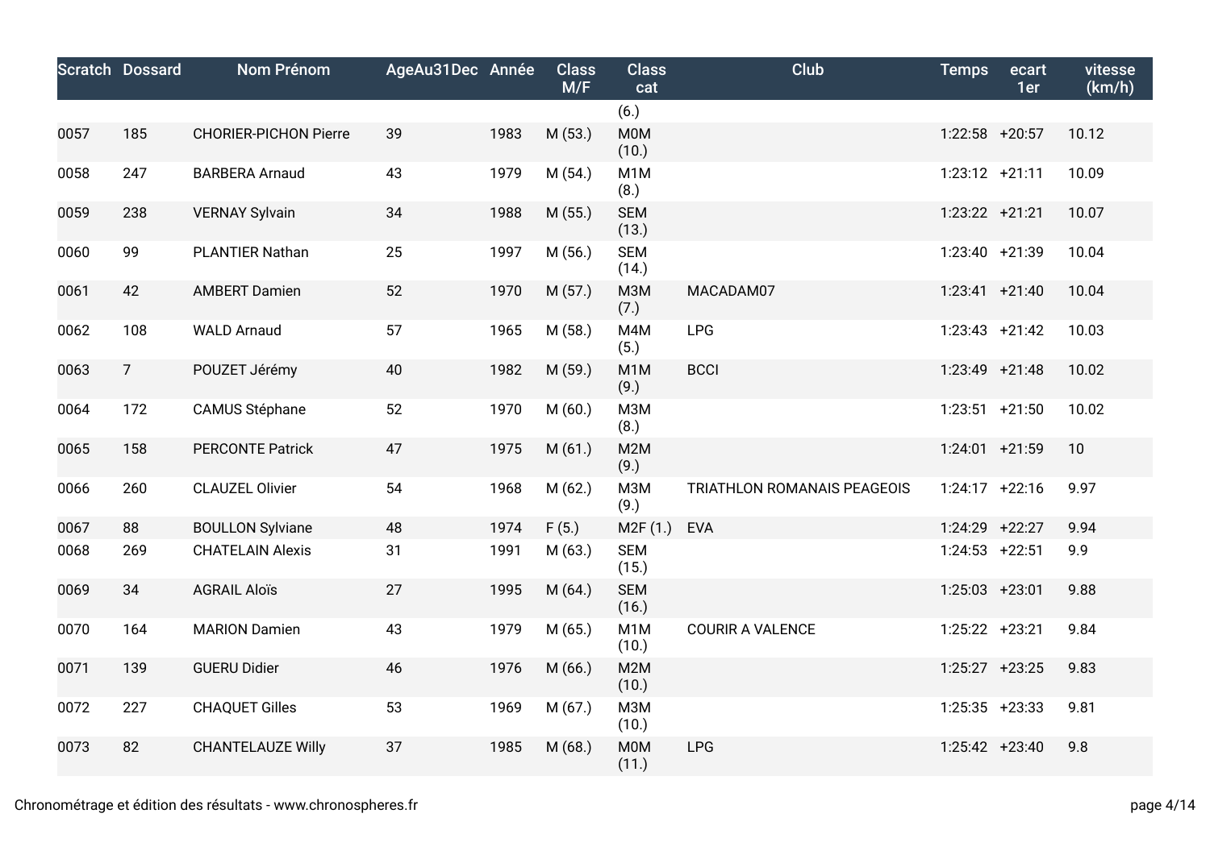| Scratch | Dossard | Nom Prénom | AgeAu31Dec | Année | Class M/F | Class cat | Club | Temps | ecart 1er | vitesse (km/h) |
|---|---|---|---|---|---|---|---|---|---|---|
| | | | | | | (6.) | | | | |
| 0057 | 185 | CHORIER-PICHON Pierre | 39 | 1983 | M (53.) | M0M (10.) | | 1:22:58 | +20:57 | 10.12 |
| 0058 | 247 | BARBERA Arnaud | 43 | 1979 | M (54.) | M1M (8.) | | 1:23:12 | +21:11 | 10.09 |
| 0059 | 238 | VERNAY Sylvain | 34 | 1988 | M (55.) | SEM (13.) | | 1:23:22 | +21:21 | 10.07 |
| 0060 | 99 | PLANTIER Nathan | 25 | 1997 | M (56.) | SEM (14.) | | 1:23:40 | +21:39 | 10.04 |
| 0061 | 42 | AMBERT Damien | 52 | 1970 | M (57.) | M3M (7.) | MACADAM07 | 1:23:41 | +21:40 | 10.04 |
| 0062 | 108 | WALD Arnaud | 57 | 1965 | M (58.) | M4M (5.) | LPG | 1:23:43 | +21:42 | 10.03 |
| 0063 | 7 | POUZET Jérémy | 40 | 1982 | M (59.) | M1M (9.) | BCCI | 1:23:49 | +21:48 | 10.02 |
| 0064 | 172 | CAMUS Stéphane | 52 | 1970 | M (60.) | M3M (8.) | | 1:23:51 | +21:50 | 10.02 |
| 0065 | 158 | PERCONTE Patrick | 47 | 1975 | M (61.) | M2M (9.) | | 1:24:01 | +21:59 | 10 |
| 0066 | 260 | CLAUZEL Olivier | 54 | 1968 | M (62.) | M3M (9.) | TRIATHLON ROMANAIS PEAGEOIS | 1:24:17 | +22:16 | 9.97 |
| 0067 | 88 | BOULLON Sylviane | 48 | 1974 | F (5.) | M2F (1.) | EVA | 1:24:29 | +22:27 | 9.94 |
| 0068 | 269 | CHATELAIN Alexis | 31 | 1991 | M (63.) | SEM (15.) | | 1:24:53 | +22:51 | 9.9 |
| 0069 | 34 | AGRAIL Aloïs | 27 | 1995 | M (64.) | SEM (16.) | | 1:25:03 | +23:01 | 9.88 |
| 0070 | 164 | MARION Damien | 43 | 1979 | M (65.) | M1M (10.) | COURIR A VALENCE | 1:25:22 | +23:21 | 9.84 |
| 0071 | 139 | GUERU Didier | 46 | 1976 | M (66.) | M2M (10.) | | 1:25:27 | +23:25 | 9.83 |
| 0072 | 227 | CHAQUET Gilles | 53 | 1969 | M (67.) | M3M (10.) | | 1:25:35 | +23:33 | 9.81 |
| 0073 | 82 | CHANTELAUZE Willy | 37 | 1985 | M (68.) | M0M (11.) | LPG | 1:25:42 | +23:40 | 9.8 |

Chronométrage et édition des résultats - www.chronospheres.fr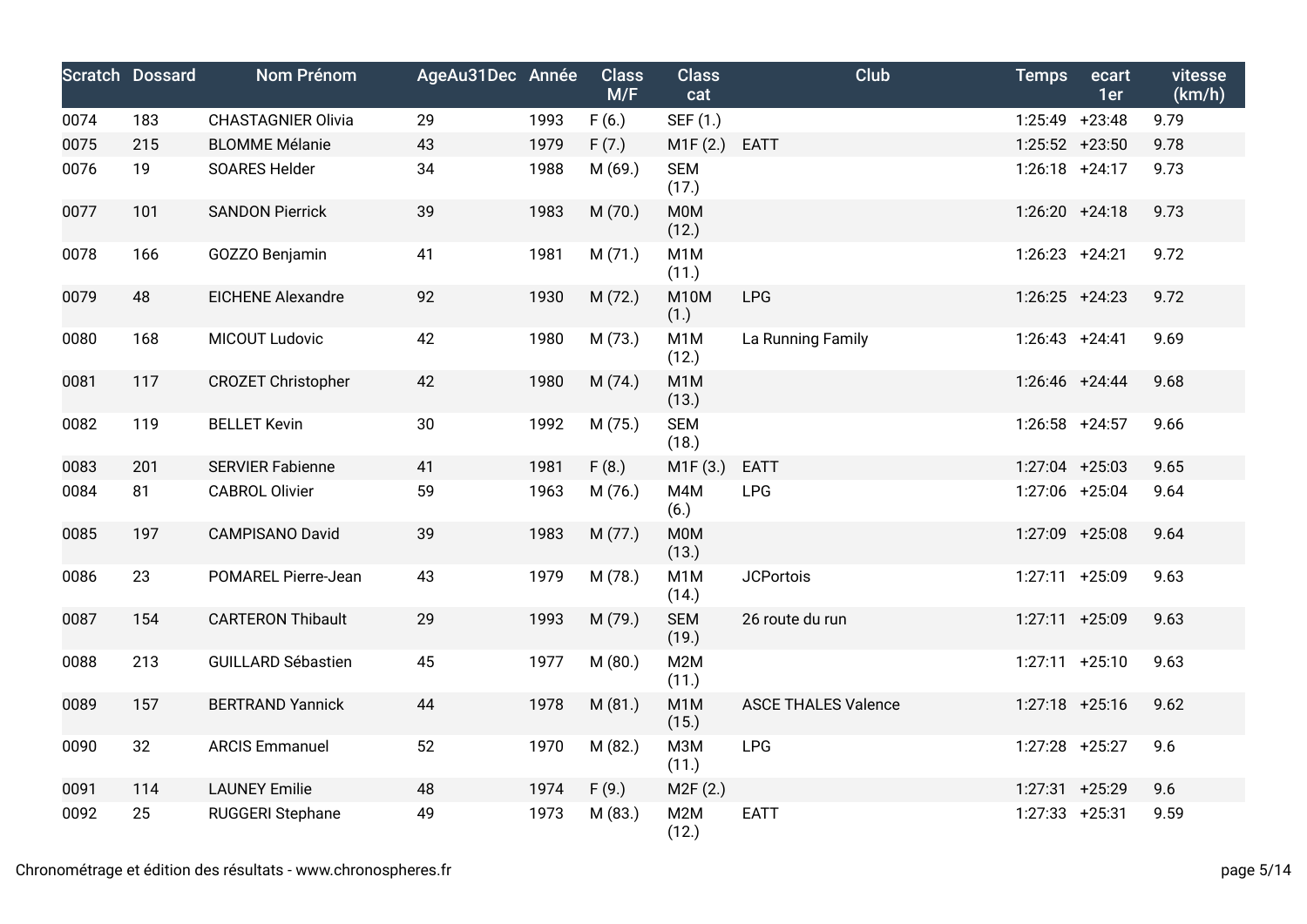| Scratch | Dossard | Nom Prénom | AgeAu31Dec | Année | Class M/F | Class cat | Club | Temps | ecart 1er | vitesse (km/h) |
|---|---|---|---|---|---|---|---|---|---|---|
| 0074 | 183 | CHASTAGNIER Olivia | 29 | 1993 | F (6.) | SEF (1.) | | 1:25:49 | +23:48 | 9.79 |
| 0075 | 215 | BLOMME Mélanie | 43 | 1979 | F (7.) | M1F (2.) | EATT | 1:25:52 | +23:50 | 9.78 |
| 0076 | 19 | SOARES Helder | 34 | 1988 | M (69.) | SEM (17.) | | 1:26:18 | +24:17 | 9.73 |
| 0077 | 101 | SANDON Pierrick | 39 | 1983 | M (70.) | M0M (12.) | | 1:26:20 | +24:18 | 9.73 |
| 0078 | 166 | GOZZO Benjamin | 41 | 1981 | M (71.) | M1M (11.) | | 1:26:23 | +24:21 | 9.72 |
| 0079 | 48 | EICHENE Alexandre | 92 | 1930 | M (72.) | M10M (1.) | LPG | 1:26:25 | +24:23 | 9.72 |
| 0080 | 168 | MICOUT Ludovic | 42 | 1980 | M (73.) | M1M (12.) | La Running Family | 1:26:43 | +24:41 | 9.69 |
| 0081 | 117 | CROZET Christopher | 42 | 1980 | M (74.) | M1M (13.) | | 1:26:46 | +24:44 | 9.68 |
| 0082 | 119 | BELLET Kevin | 30 | 1992 | M (75.) | SEM (18.) | | 1:26:58 | +24:57 | 9.66 |
| 0083 | 201 | SERVIER Fabienne | 41 | 1981 | F (8.) | M1F (3.) | EATT | 1:27:04 | +25:03 | 9.65 |
| 0084 | 81 | CABROL Olivier | 59 | 1963 | M (76.) | M4M (6.) | LPG | 1:27:06 | +25:04 | 9.64 |
| 0085 | 197 | CAMPISANO David | 39 | 1983 | M (77.) | M0M (13.) | | 1:27:09 | +25:08 | 9.64 |
| 0086 | 23 | POMAREL Pierre-Jean | 43 | 1979 | M (78.) | M1M (14.) | JCPortois | 1:27:11 | +25:09 | 9.63 |
| 0087 | 154 | CARTERON Thibault | 29 | 1993 | M (79.) | SEM (19.) | 26 route du run | 1:27:11 | +25:09 | 9.63 |
| 0088 | 213 | GUILLARD Sébastien | 45 | 1977 | M (80.) | M2M (11.) | | 1:27:11 | +25:10 | 9.63 |
| 0089 | 157 | BERTRAND Yannick | 44 | 1978 | M (81.) | M1M (15.) | ASCE THALES Valence | 1:27:18 | +25:16 | 9.62 |
| 0090 | 32 | ARCIS Emmanuel | 52 | 1970 | M (82.) | M3M (11.) | LPG | 1:27:28 | +25:27 | 9.6 |
| 0091 | 114 | LAUNEY Emilie | 48 | 1974 | F (9.) | M2F (2.) | | 1:27:31 | +25:29 | 9.6 |
| 0092 | 25 | RUGGERI Stephane | 49 | 1973 | M (83.) | M2M (12.) | EATT | 1:27:33 | +25:31 | 9.59 |

Chronométrage et édition des résultats - www.chronospheres.fr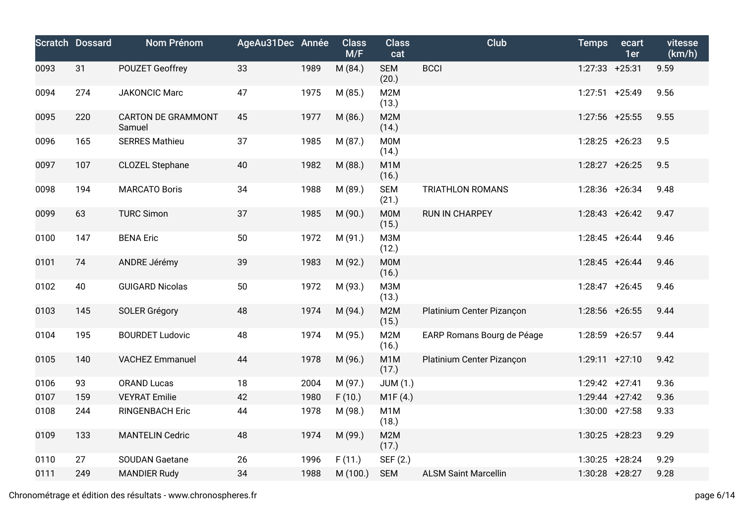| Scratch | Dossard | Nom Prénom | AgeAu31Dec | Année | Class M/F | Class cat | Club | Temps | ecart 1er | vitesse (km/h) |
|---|---|---|---|---|---|---|---|---|---|---|
| 0093 | 31 | POUZET Geoffrey | 33 | 1989 | M (84.) | SEM (20.) | BCCI | 1:27:33 | +25:31 | 9.59 |
| 0094 | 274 | JAKONCIC Marc | 47 | 1975 | M (85.) | M2M (13.) | | 1:27:51 | +25:49 | 9.56 |
| 0095 | 220 | CARTON DE GRAMMONT Samuel | 45 | 1977 | M (86.) | M2M (14.) | | 1:27:56 | +25:55 | 9.55 |
| 0096 | 165 | SERRES Mathieu | 37 | 1985 | M (87.) | M0M (14.) | | 1:28:25 | +26:23 | 9.5 |
| 0097 | 107 | CLOZEL Stephane | 40 | 1982 | M (88.) | M1M (16.) | | 1:28:27 | +26:25 | 9.5 |
| 0098 | 194 | MARCATO Boris | 34 | 1988 | M (89.) | SEM (21.) | TRIATHLON ROMANS | 1:28:36 | +26:34 | 9.48 |
| 0099 | 63 | TURC Simon | 37 | 1985 | M (90.) | M0M (15.) | RUN IN CHARPEY | 1:28:43 | +26:42 | 9.47 |
| 0100 | 147 | BENA Eric | 50 | 1972 | M (91.) | M3M (12.) | | 1:28:45 | +26:44 | 9.46 |
| 0101 | 74 | ANDRE Jérémy | 39 | 1983 | M (92.) | M0M (16.) | | 1:28:45 | +26:44 | 9.46 |
| 0102 | 40 | GUIGARD Nicolas | 50 | 1972 | M (93.) | M3M (13.) | | 1:28:47 | +26:45 | 9.46 |
| 0103 | 145 | SOLER Grégory | 48 | 1974 | M (94.) | M2M (15.) | Platinium Center Pizançon | 1:28:56 | +26:55 | 9.44 |
| 0104 | 195 | BOURDET Ludovic | 48 | 1974 | M (95.) | M2M (16.) | EARP Romans Bourg de Péage | 1:28:59 | +26:57 | 9.44 |
| 0105 | 140 | VACHEZ Emmanuel | 44 | 1978 | M (96.) | M1M (17.) | Platinium Center Pizançon | 1:29:11 | +27:10 | 9.42 |
| 0106 | 93 | ORAND Lucas | 18 | 2004 | M (97.) | JUM (1.) | | 1:29:42 | +27:41 | 9.36 |
| 0107 | 159 | VEYRAT Emilie | 42 | 1980 | F (10.) | M1F (4.) | | 1:29:44 | +27:42 | 9.36 |
| 0108 | 244 | RINGENBACH Eric | 44 | 1978 | M (98.) | M1M (18.) | | 1:30:00 | +27:58 | 9.33 |
| 0109 | 133 | MANTELIN Cedric | 48 | 1974 | M (99.) | M2M (17.) | | 1:30:25 | +28:23 | 9.29 |
| 0110 | 27 | SOUDAN Gaetane | 26 | 1996 | F (11.) | SEF (2.) | | 1:30:25 | +28:24 | 9.29 |
| 0111 | 249 | MANDIER Rudy | 34 | 1988 | M (100.) | SEM | ALSM Saint Marcellin | 1:30:28 | +28:27 | 9.28 |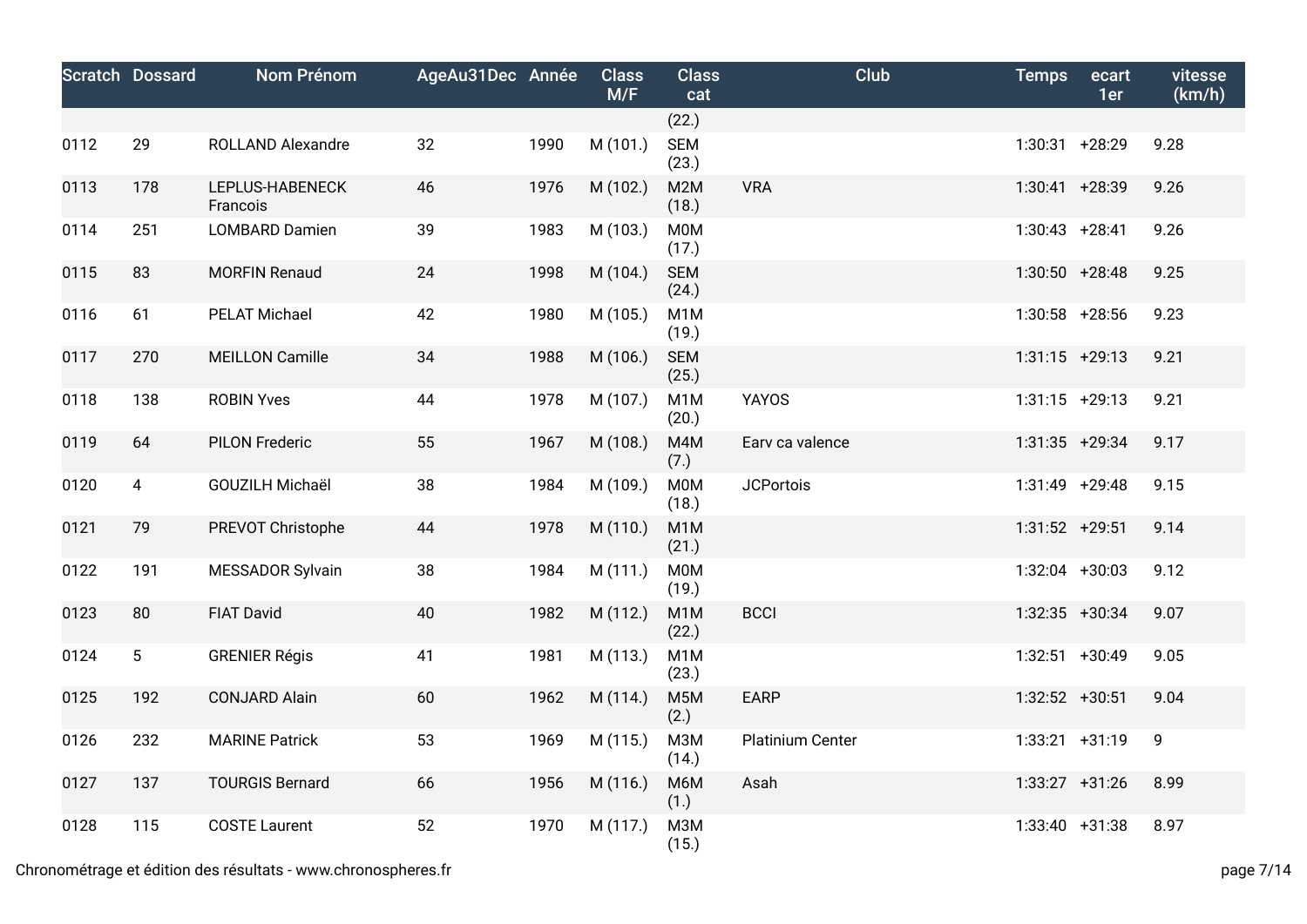| Scratch | Dossard | Nom Prénom | AgeAu31Dec | Année | Class M/F | Class cat | Club | Temps | ecart 1er | vitesse (km/h) |
|---|---|---|---|---|---|---|---|---|---|---|
| | | | | | | (22.) | | | | |
| 0112 | 29 | ROLLAND Alexandre | 32 | 1990 | M (101.) | SEM (23.) | | 1:30:31 | +28:29 | 9.28 |
| 0113 | 178 | LEPLUS-HABENECK Francois | 46 | 1976 | M (102.) | M2M (18.) | VRA | 1:30:41 | +28:39 | 9.26 |
| 0114 | 251 | LOMBARD Damien | 39 | 1983 | M (103.) | M0M (17.) | | 1:30:43 | +28:41 | 9.26 |
| 0115 | 83 | MORFIN Renaud | 24 | 1998 | M (104.) | SEM (24.) | | 1:30:50 | +28:48 | 9.25 |
| 0116 | 61 | PELAT Michael | 42 | 1980 | M (105.) | M1M (19.) | | 1:30:58 | +28:56 | 9.23 |
| 0117 | 270 | MEILLON Camille | 34 | 1988 | M (106.) | SEM (25.) | | 1:31:15 | +29:13 | 9.21 |
| 0118 | 138 | ROBIN Yves | 44 | 1978 | M (107.) | M1M (20.) | YAYOS | 1:31:15 | +29:13 | 9.21 |
| 0119 | 64 | PILON Frederic | 55 | 1967 | M (108.) | M4M (7.) | Earv ca valence | 1:31:35 | +29:34 | 9.17 |
| 0120 | 4 | GOUZILH Michaël | 38 | 1984 | M (109.) | M0M (18.) | JCPortois | 1:31:49 | +29:48 | 9.15 |
| 0121 | 79 | PREVOT Christophe | 44 | 1978 | M (110.) | M1M (21.) | | 1:31:52 | +29:51 | 9.14 |
| 0122 | 191 | MESSADOR Sylvain | 38 | 1984 | M (111.) | M0M (19.) | | 1:32:04 | +30:03 | 9.12 |
| 0123 | 80 | FIAT David | 40 | 1982 | M (112.) | M1M (22.) | BCCI | 1:32:35 | +30:34 | 9.07 |
| 0124 | 5 | GRENIER Régis | 41 | 1981 | M (113.) | M1M (23.) | | 1:32:51 | +30:49 | 9.05 |
| 0125 | 192 | CONJARD Alain | 60 | 1962 | M (114.) | M5M (2.) | EARP | 1:32:52 | +30:51 | 9.04 |
| 0126 | 232 | MARINE Patrick | 53 | 1969 | M (115.) | M3M (14.) | Platinium Center | 1:33:21 | +31:19 | 9 |
| 0127 | 137 | TOURGIS Bernard | 66 | 1956 | M (116.) | M6M (1.) | Asah | 1:33:27 | +31:26 | 8.99 |
| 0128 | 115 | COSTE Laurent | 52 | 1970 | M (117.) | M3M (15.) | | 1:33:40 | +31:38 | 8.97 |

Chronométrage et édition des résultats - www.chronospheres.fr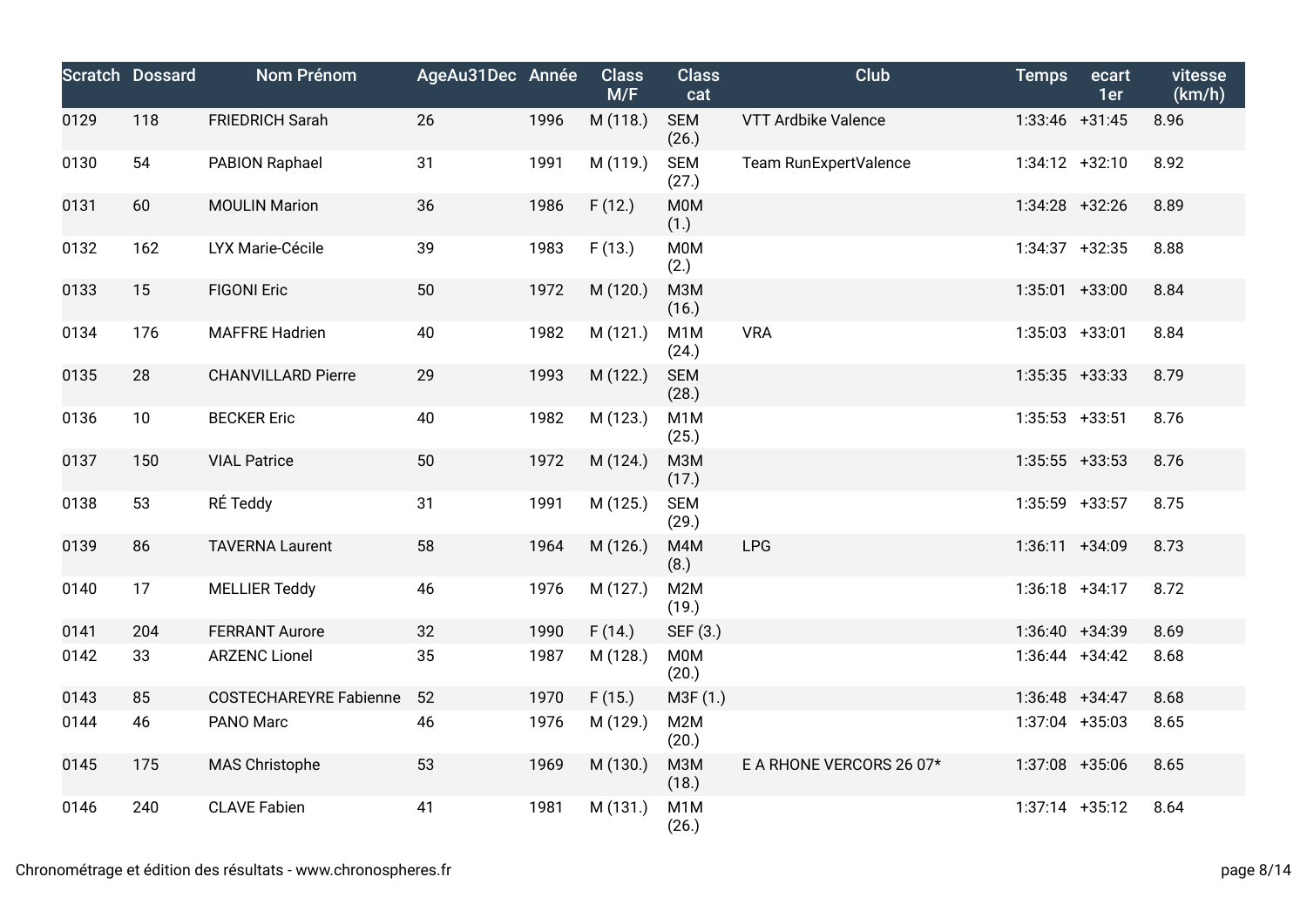| Scratch | Dossard | Nom Prénom | AgeAu31Dec | Année | Class M/F | Class cat | Club | Temps | ecart 1er | vitesse (km/h) |
|---|---|---|---|---|---|---|---|---|---|---|
| 0129 | 118 | FRIEDRICH Sarah | 26 | 1996 | M (118.) | SEM (26.) | VTT Ardbike Valence | 1:33:46 | +31:45 | 8.96 |
| 0130 | 54 | PABION Raphael | 31 | 1991 | M (119.) | SEM (27.) | Team RunExpertValence | 1:34:12 | +32:10 | 8.92 |
| 0131 | 60 | MOULIN Marion | 36 | 1986 | F (12.) | M0M (1.) | | 1:34:28 | +32:26 | 8.89 |
| 0132 | 162 | LYX Marie-Cécile | 39 | 1983 | F (13.) | M0M (2.) | | 1:34:37 | +32:35 | 8.88 |
| 0133 | 15 | FIGONI Eric | 50 | 1972 | M (120.) | M3M (16.) | | 1:35:01 | +33:00 | 8.84 |
| 0134 | 176 | MAFFRE Hadrien | 40 | 1982 | M (121.) | M1M (24.) | VRA | 1:35:03 | +33:01 | 8.84 |
| 0135 | 28 | CHANVILLARD Pierre | 29 | 1993 | M (122.) | SEM (28.) | | 1:35:35 | +33:33 | 8.79 |
| 0136 | 10 | BECKER Eric | 40 | 1982 | M (123.) | M1M (25.) | | 1:35:53 | +33:51 | 8.76 |
| 0137 | 150 | VIAL Patrice | 50 | 1972 | M (124.) | M3M (17.) | | 1:35:55 | +33:53 | 8.76 |
| 0138 | 53 | RÉ Teddy | 31 | 1991 | M (125.) | SEM (29.) | | 1:35:59 | +33:57 | 8.75 |
| 0139 | 86 | TAVERNA Laurent | 58 | 1964 | M (126.) | M4M (8.) | LPG | 1:36:11 | +34:09 | 8.73 |
| 0140 | 17 | MELLIER Teddy | 46 | 1976 | M (127.) | M2M (19.) | | 1:36:18 | +34:17 | 8.72 |
| 0141 | 204 | FERRANT Aurore | 32 | 1990 | F (14.) | SEF (3.) | | 1:36:40 | +34:39 | 8.69 |
| 0142 | 33 | ARZENC Lionel | 35 | 1987 | M (128.) | M0M (20.) | | 1:36:44 | +34:42 | 8.68 |
| 0143 | 85 | COSTECHAREYRE Fabienne | 52 | 1970 | F (15.) | M3F (1.) | | 1:36:48 | +34:47 | 8.68 |
| 0144 | 46 | PANO Marc | 46 | 1976 | M (129.) | M2M (20.) | | 1:37:04 | +35:03 | 8.65 |
| 0145 | 175 | MAS Christophe | 53 | 1969 | M (130.) | M3M (18.) | E A RHONE VERCORS 26 07* | 1:37:08 | +35:06 | 8.65 |
| 0146 | 240 | CLAVE Fabien | 41 | 1981 | M (131.) | M1M (26.) | | 1:37:14 | +35:12 | 8.64 |

Chronométrage et édition des résultats - www.chronospheres.fr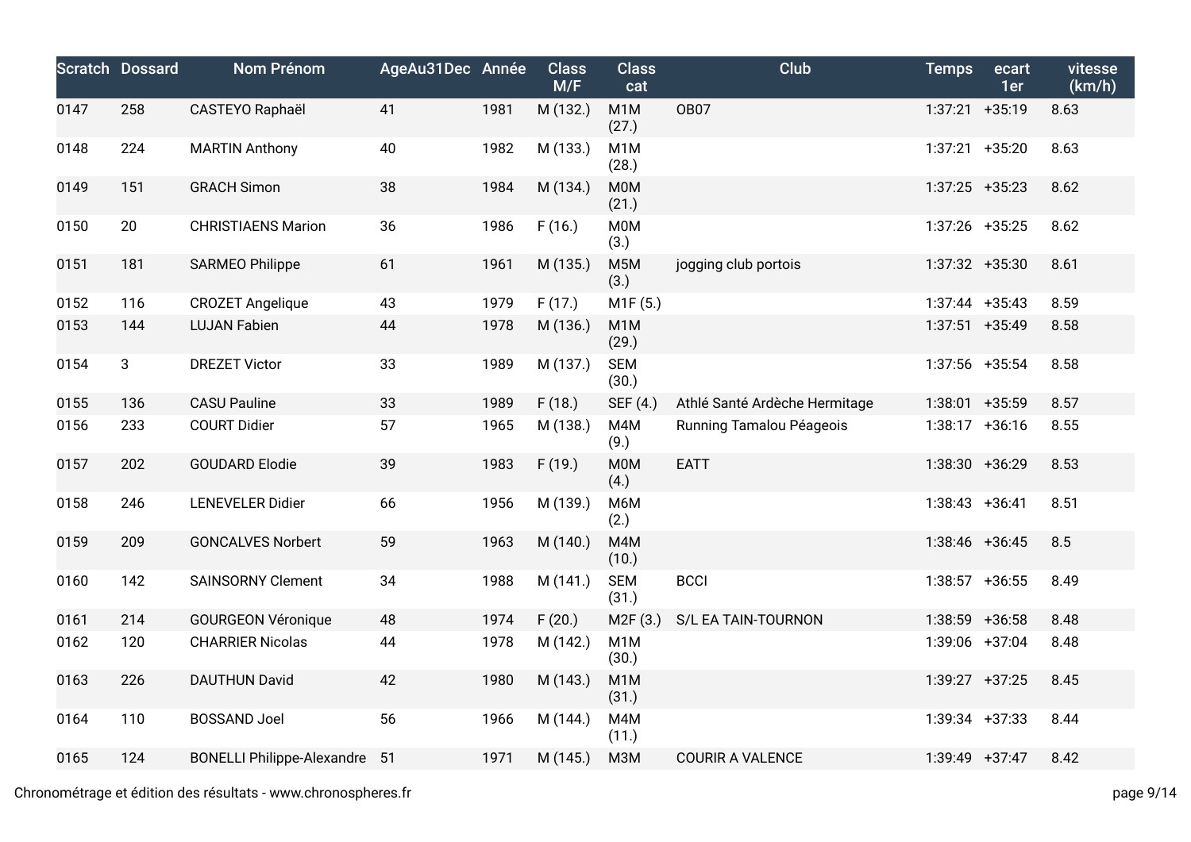| Scratch | Dossard | Nom Prénom | AgeAu31Dec | Année | Class M/F | Class cat | Club | Temps | ecart 1er | vitesse (km/h) |
|---|---|---|---|---|---|---|---|---|---|---|
| 0147 | 258 | CASTEYO Raphaël | 41 | 1981 | M (132.) | M1M (27.) | OB07 | 1:37:21 | +35:19 | 8.63 |
| 0148 | 224 | MARTIN Anthony | 40 | 1982 | M (133.) | M1M (28.) | | 1:37:21 | +35:20 | 8.63 |
| 0149 | 151 | GRACH Simon | 38 | 1984 | M (134.) | M0M (21.) | | 1:37:25 | +35:23 | 8.62 |
| 0150 | 20 | CHRISTIAENS Marion | 36 | 1986 | F (16.) | M0M (3.) | | 1:37:26 | +35:25 | 8.62 |
| 0151 | 181 | SARMEO Philippe | 61 | 1961 | M (135.) | M5M (3.) | jogging club portois | 1:37:32 | +35:30 | 8.61 |
| 0152 | 116 | CROZET Angelique | 43 | 1979 | F (17.) | M1F (5.) | | 1:37:44 | +35:43 | 8.59 |
| 0153 | 144 | LUJAN Fabien | 44 | 1978 | M (136.) | M1M (29.) | | 1:37:51 | +35:49 | 8.58 |
| 0154 | 3 | DREZET Victor | 33 | 1989 | M (137.) | SEM (30.) | | 1:37:56 | +35:54 | 8.58 |
| 0155 | 136 | CASU Pauline | 33 | 1989 | F (18.) | SEF (4.) | Athlé Santé Ardèche Hermitage | 1:38:01 | +35:59 | 8.57 |
| 0156 | 233 | COURT Didier | 57 | 1965 | M (138.) | M4M (9.) | Running Tamalou Péageois | 1:38:17 | +36:16 | 8.55 |
| 0157 | 202 | GOUDARD Elodie | 39 | 1983 | F (19.) | M0M (4.) | EATT | 1:38:30 | +36:29 | 8.53 |
| 0158 | 246 | LENEVELER Didier | 66 | 1956 | M (139.) | M6M (2.) | | 1:38:43 | +36:41 | 8.51 |
| 0159 | 209 | GONCALVES Norbert | 59 | 1963 | M (140.) | M4M (10.) | | 1:38:46 | +36:45 | 8.5 |
| 0160 | 142 | SAINSORNY Clement | 34 | 1988 | M (141.) | SEM (31.) | BCCI | 1:38:57 | +36:55 | 8.49 |
| 0161 | 214 | GOURGEON Véronique | 48 | 1974 | F (20.) | M2F (3.) | S/L EA TAIN-TOURNON | 1:38:59 | +36:58 | 8.48 |
| 0162 | 120 | CHARRIER Nicolas | 44 | 1978 | M (142.) | M1M (30.) | | 1:39:06 | +37:04 | 8.48 |
| 0163 | 226 | DAUTHUN David | 42 | 1980 | M (143.) | M1M (31.) | | 1:39:27 | +37:25 | 8.45 |
| 0164 | 110 | BOSSAND Joel | 56 | 1966 | M (144.) | M4M (11.) | | 1:39:34 | +37:33 | 8.44 |
| 0165 | 124 | BONELLI Philippe-Alexandre | 51 | 1971 | M (145.) | M3M | COURIR A VALENCE | 1:39:49 | +37:47 | 8.42 |

Chronométrage et édition des résultats - www.chronospheres.fr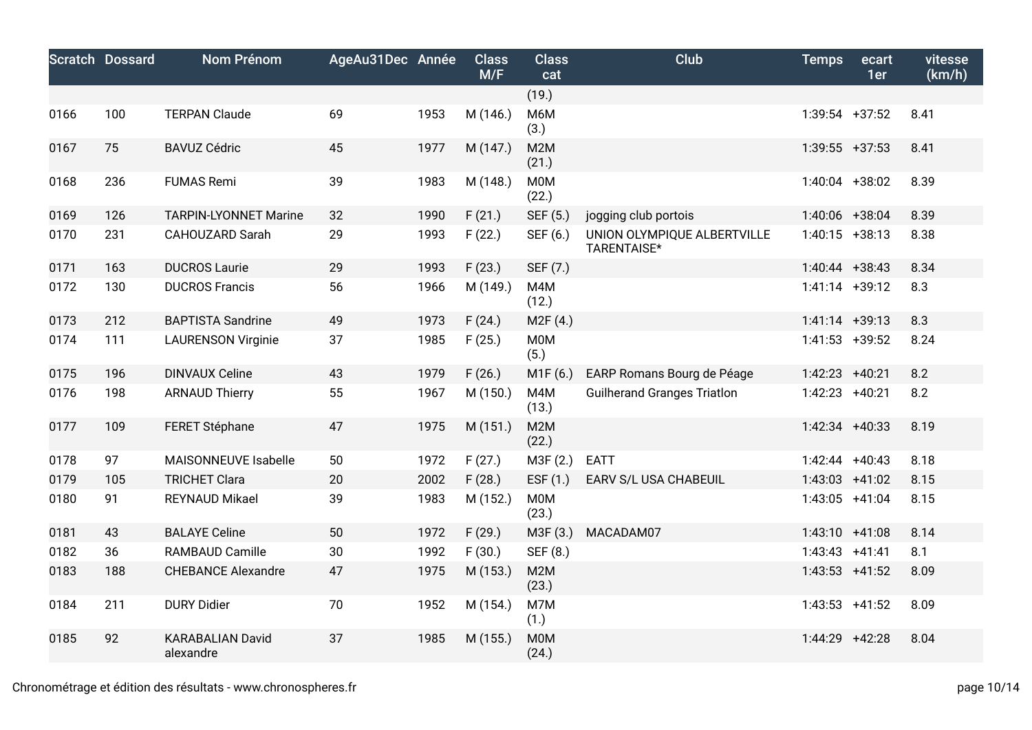| Scratch | Dossard | Nom Prénom | AgeAu31Dec | Année | Class M/F | Class cat | Club | Temps | ecart 1er | vitesse (km/h) |
|---|---|---|---|---|---|---|---|---|---|---|
| | | | | | | (19.) | | | | |
| 0166 | 100 | TERPAN Claude | 69 | 1953 | M (146.) | M6M (3.) | | 1:39:54 | +37:52 | 8.41 |
| 0167 | 75 | BAVUZ Cédric | 45 | 1977 | M (147.) | M2M (21.) | | 1:39:55 | +37:53 | 8.41 |
| 0168 | 236 | FUMAS Remi | 39 | 1983 | M (148.) | M0M (22.) | | 1:40:04 | +38:02 | 8.39 |
| 0169 | 126 | TARPIN-LYONNET Marine | 32 | 1990 | F (21.) | SEF (5.) | jogging club portois | 1:40:06 | +38:04 | 8.39 |
| 0170 | 231 | CAHOUZARD Sarah | 29 | 1993 | F (22.) | SEF (6.) | UNION OLYMPIQUE ALBERTVILLE TARENTAISE* | 1:40:15 | +38:13 | 8.38 |
| 0171 | 163 | DUCROS Laurie | 29 | 1993 | F (23.) | SEF (7.) | | 1:40:44 | +38:43 | 8.34 |
| 0172 | 130 | DUCROS Francis | 56 | 1966 | M (149.) | M4M (12.) | | 1:41:14 | +39:12 | 8.3 |
| 0173 | 212 | BAPTISTA Sandrine | 49 | 1973 | F (24.) | M2F (4.) | | 1:41:14 | +39:13 | 8.3 |
| 0174 | 111 | LAURENSON Virginie | 37 | 1985 | F (25.) | M0M (5.) | | 1:41:53 | +39:52 | 8.24 |
| 0175 | 196 | DINVAUX Celine | 43 | 1979 | F (26.) | M1F (6.) | EARP Romans Bourg de Péage | 1:42:23 | +40:21 | 8.2 |
| 0176 | 198 | ARNAUD Thierry | 55 | 1967 | M (150.) | M4M (13.) | Guilherand Granges Triatlon | 1:42:23 | +40:21 | 8.2 |
| 0177 | 109 | FERET Stéphane | 47 | 1975 | M (151.) | M2M (22.) | | 1:42:34 | +40:33 | 8.19 |
| 0178 | 97 | MAISONNEUVE Isabelle | 50 | 1972 | F (27.) | M3F (2.) | EATT | 1:42:44 | +40:43 | 8.18 |
| 0179 | 105 | TRICHET Clara | 20 | 2002 | F (28.) | ESF (1.) | EARV S/L USA CHABEUIL | 1:43:03 | +41:02 | 8.15 |
| 0180 | 91 | REYNAUD Mikael | 39 | 1983 | M (152.) | M0M (23.) | | 1:43:05 | +41:04 | 8.15 |
| 0181 | 43 | BALAYE Celine | 50 | 1972 | F (29.) | M3F (3.) | MACADAM07 | 1:43:10 | +41:08 | 8.14 |
| 0182 | 36 | RAMBAUD Camille | 30 | 1992 | F (30.) | SEF (8.) | | 1:43:43 | +41:41 | 8.1 |
| 0183 | 188 | CHEBANCE Alexandre | 47 | 1975 | M (153.) | M2M (23.) | | 1:43:53 | +41:52 | 8.09 |
| 0184 | 211 | DURY Didier | 70 | 1952 | M (154.) | M7M (1.) | | 1:43:53 | +41:52 | 8.09 |
| 0185 | 92 | KARABALIAN David alexandre | 37 | 1985 | M (155.) | M0M (24.) | | 1:44:29 | +42:28 | 8.04 |

Chronométrage et édition des résultats - www.chronospheres.fr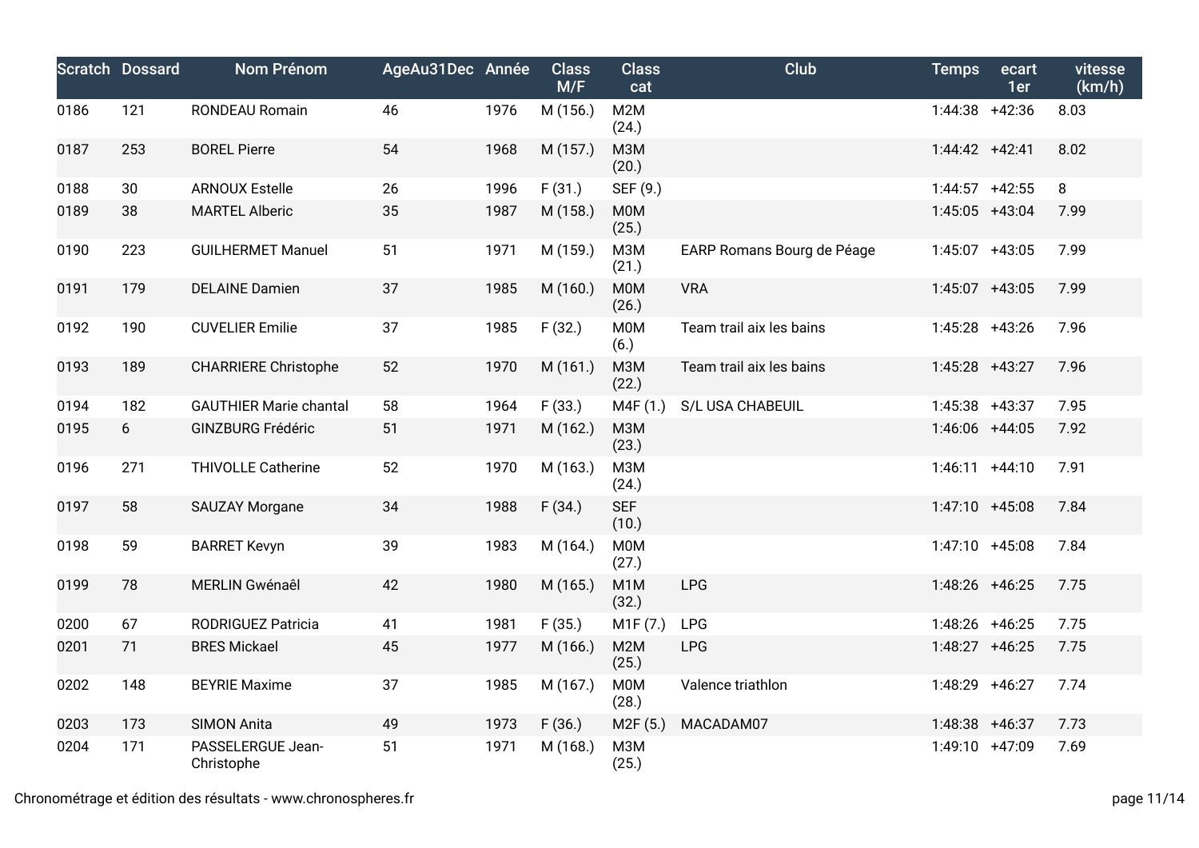| Scratch | Dossard | Nom Prénom | AgeAu31Dec | Année | Class M/F | Class cat | Club | Temps | ecart 1er | vitesse (km/h) |
|---|---|---|---|---|---|---|---|---|---|---|
| 0186 | 121 | RONDEAU Romain | 46 | 1976 | M (156.) | M2M (24.) | | 1:44:38 | +42:36 | 8.03 |
| 0187 | 253 | BOREL Pierre | 54 | 1968 | M (157.) | M3M (20.) | | 1:44:42 | +42:41 | 8.02 |
| 0188 | 30 | ARNOUX Estelle | 26 | 1996 | F (31.) | SEF (9.) | | 1:44:57 | +42:55 | 8 |
| 0189 | 38 | MARTEL Alberic | 35 | 1987 | M (158.) | M0M (25.) | | 1:45:05 | +43:04 | 7.99 |
| 0190 | 223 | GUILHERMET Manuel | 51 | 1971 | M (159.) | M3M (21.) | EARP Romans Bourg de Péage | 1:45:07 | +43:05 | 7.99 |
| 0191 | 179 | DELAINE Damien | 37 | 1985 | M (160.) | M0M (26.) | VRA | 1:45:07 | +43:05 | 7.99 |
| 0192 | 190 | CUVELIER Emilie | 37 | 1985 | F (32.) | M0M (6.) | Team trail aix les bains | 1:45:28 | +43:26 | 7.96 |
| 0193 | 189 | CHARRIERE Christophe | 52 | 1970 | M (161.) | M3M (22.) | Team trail aix les bains | 1:45:28 | +43:27 | 7.96 |
| 0194 | 182 | GAUTHIER Marie chantal | 58 | 1964 | F (33.) | M4F (1.) | S/L USA CHABEUIL | 1:45:38 | +43:37 | 7.95 |
| 0195 | 6 | GINZBURG Frédéric | 51 | 1971 | M (162.) | M3M (23.) | | 1:46:06 | +44:05 | 7.92 |
| 0196 | 271 | THIVOLLE Catherine | 52 | 1970 | M (163.) | M3M (24.) | | 1:46:11 | +44:10 | 7.91 |
| 0197 | 58 | SAUZAY Morgane | 34 | 1988 | F (34.) | SEF (10.) | | 1:47:10 | +45:08 | 7.84 |
| 0198 | 59 | BARRET Kevyn | 39 | 1983 | M (164.) | M0M (27.) | | 1:47:10 | +45:08 | 7.84 |
| 0199 | 78 | MERLIN Gwénaêl | 42 | 1980 | M (165.) | M1M (32.) | LPG | 1:48:26 | +46:25 | 7.75 |
| 0200 | 67 | RODRIGUEZ Patricia | 41 | 1981 | F (35.) | M1F (7.) | LPG | 1:48:26 | +46:25 | 7.75 |
| 0201 | 71 | BRES Mickael | 45 | 1977 | M (166.) | M2M (25.) | LPG | 1:48:27 | +46:25 | 7.75 |
| 0202 | 148 | BEYRIE Maxime | 37 | 1985 | M (167.) | M0M (28.) | Valence triathlon | 1:48:29 | +46:27 | 7.74 |
| 0203 | 173 | SIMON Anita | 49 | 1973 | F (36.) | M2F (5.) | MACADAM07 | 1:48:38 | +46:37 | 7.73 |
| 0204 | 171 | PASSELERGUE Jean-Christophe | 51 | 1971 | M (168.) | M3M (25.) | | 1:49:10 | +47:09 | 7.69 |

Chronométrage et édition des résultats - www.chronospheres.fr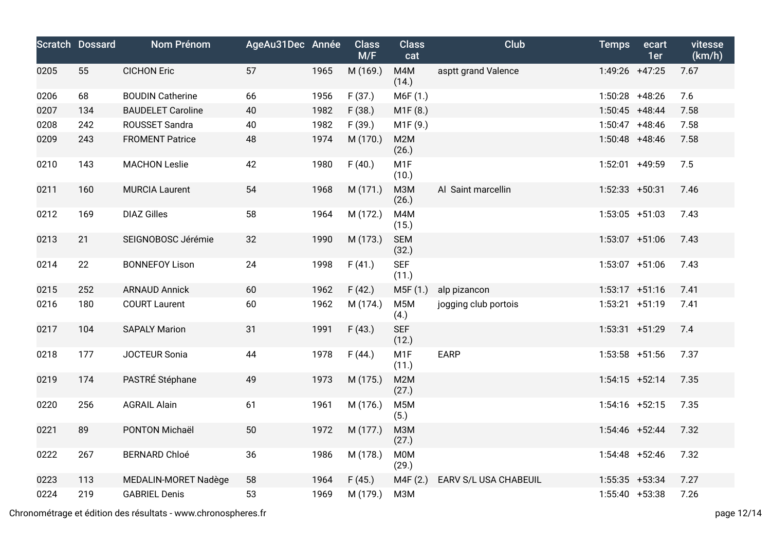| Scratch | Dossard | Nom Prénom | AgeAu31Dec | Année | Class M/F | Class cat | Club | Temps | ecart 1er | vitesse (km/h) |
|---|---|---|---|---|---|---|---|---|---|---|
| 0205 | 55 | CICHON Eric | 57 | 1965 | M (169.) | M4M (14.) | asptt grand Valence | 1:49:26 | +47:25 | 7.67 |
| 0206 | 68 | BOUDIN Catherine | 66 | 1956 | F (37.) | M6F (1.) | | 1:50:28 | +48:26 | 7.6 |
| 0207 | 134 | BAUDELET Caroline | 40 | 1982 | F (38.) | M1F (8.) | | 1:50:45 | +48:44 | 7.58 |
| 0208 | 242 | ROUSSET Sandra | 40 | 1982 | F (39.) | M1F (9.) | | 1:50:47 | +48:46 | 7.58 |
| 0209 | 243 | FROMENT Patrice | 48 | 1974 | M (170.) | M2M (26.) | | 1:50:48 | +48:46 | 7.58 |
| 0210 | 143 | MACHON Leslie | 42 | 1980 | F (40.) | M1F (10.) | | 1:52:01 | +49:59 | 7.5 |
| 0211 | 160 | MURCIA Laurent | 54 | 1968 | M (171.) | M3M (26.) | Al Saint marcellin | 1:52:33 | +50:31 | 7.46 |
| 0212 | 169 | DIAZ Gilles | 58 | 1964 | M (172.) | M4M (15.) | | 1:53:05 | +51:03 | 7.43 |
| 0213 | 21 | SEIGNOBOSC Jérémie | 32 | 1990 | M (173.) | SEM (32.) | | 1:53:07 | +51:06 | 7.43 |
| 0214 | 22 | BONNEFOY Lison | 24 | 1998 | F (41.) | SEF (11.) | | 1:53:07 | +51:06 | 7.43 |
| 0215 | 252 | ARNAUD Annick | 60 | 1962 | F (42.) | M5F (1.) | alp pizancon | 1:53:17 | +51:16 | 7.41 |
| 0216 | 180 | COURT Laurent | 60 | 1962 | M (174.) | M5M (4.) | jogging club portois | 1:53:21 | +51:19 | 7.41 |
| 0217 | 104 | SAPALY Marion | 31 | 1991 | F (43.) | SEF (12.) | | 1:53:31 | +51:29 | 7.4 |
| 0218 | 177 | JOCTEUR Sonia | 44 | 1978 | F (44.) | M1F (11.) | EARP | 1:53:58 | +51:56 | 7.37 |
| 0219 | 174 | PASTRÉ Stéphane | 49 | 1973 | M (175.) | M2M (27.) | | 1:54:15 | +52:14 | 7.35 |
| 0220 | 256 | AGRAIL Alain | 61 | 1961 | M (176.) | M5M (5.) | | 1:54:16 | +52:15 | 7.35 |
| 0221 | 89 | PONTON Michaël | 50 | 1972 | M (177.) | M3M (27.) | | 1:54:46 | +52:44 | 7.32 |
| 0222 | 267 | BERNARD Chloé | 36 | 1986 | M (178.) | M0M (29.) | | 1:54:48 | +52:46 | 7.32 |
| 0223 | 113 | MEDALIN-MORET Nadège | 58 | 1964 | F (45.) | M4F (2.) | EARV S/L USA CHABEUIL | 1:55:35 | +53:34 | 7.27 |
| 0224 | 219 | GABRIEL Denis | 53 | 1969 | M (179.) | M3M | | 1:55:40 | +53:38 | 7.26 |

Chronométrage et édition des résultats - www.chronospheres.fr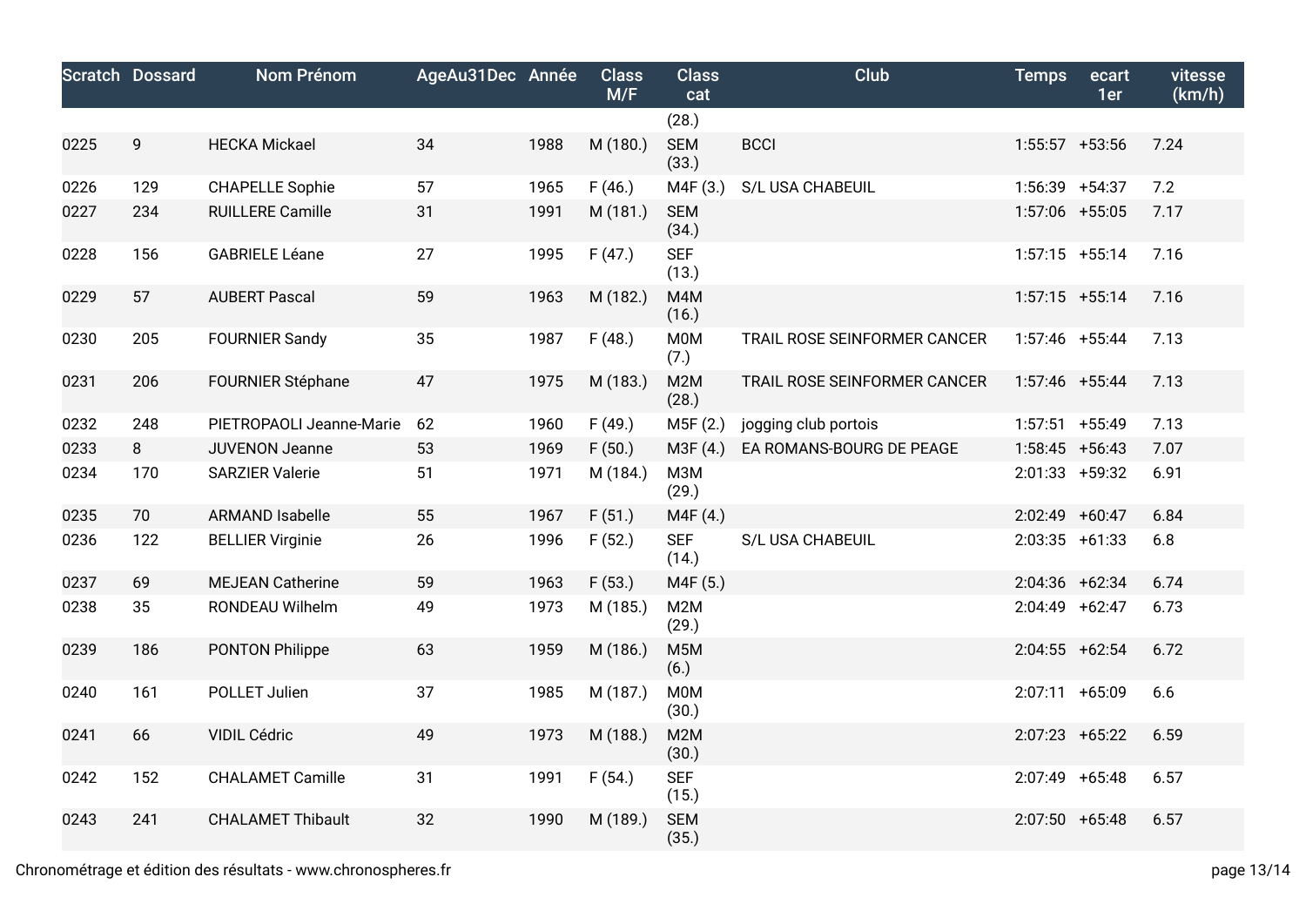| Scratch | Dossard | Nom Prénom | AgeAu31Dec | Année | Class M/F | Class cat | Club | Temps | ecart 1er | vitesse (km/h) |
|---|---|---|---|---|---|---|---|---|---|---|
| | | | | | | (28.) | | | | |
| 0225 | 9 | HECKA Mickael | 34 | 1988 | M (180.) | SEM (33.) | BCCI | 1:55:57 | +53:56 | 7.24 |
| 0226 | 129 | CHAPELLE Sophie | 57 | 1965 | F (46.) | M4F (3.) | S/L USA CHABEUIL | 1:56:39 | +54:37 | 7.2 |
| 0227 | 234 | RUILLERE Camille | 31 | 1991 | M (181.) | SEM (34.) | | 1:57:06 | +55:05 | 7.17 |
| 0228 | 156 | GABRIELE Léane | 27 | 1995 | F (47.) | SEF (13.) | | 1:57:15 | +55:14 | 7.16 |
| 0229 | 57 | AUBERT Pascal | 59 | 1963 | M (182.) | M4M (16.) | | 1:57:15 | +55:14 | 7.16 |
| 0230 | 205 | FOURNIER Sandy | 35 | 1987 | F (48.) | M0M (7.) | TRAIL ROSE SEINFORMER CANCER | 1:57:46 | +55:44 | 7.13 |
| 0231 | 206 | FOURNIER Stéphane | 47 | 1975 | M (183.) | M2M (28.) | TRAIL ROSE SEINFORMER CANCER | 1:57:46 | +55:44 | 7.13 |
| 0232 | 248 | PIETROPAOLI Jeanne-Marie | 62 | 1960 | F (49.) | M5F (2.) | jogging club portois | 1:57:51 | +55:49 | 7.13 |
| 0233 | 8 | JUVENON Jeanne | 53 | 1969 | F (50.) | M3F (4.) | EA ROMANS-BOURG DE PEAGE | 1:58:45 | +56:43 | 7.07 |
| 0234 | 170 | SARZIER Valerie | 51 | 1971 | M (184.) | M3M (29.) | | 2:01:33 | +59:32 | 6.91 |
| 0235 | 70 | ARMAND Isabelle | 55 | 1967 | F (51.) | M4F (4.) | | 2:02:49 | +60:47 | 6.84 |
| 0236 | 122 | BELLIER Virginie | 26 | 1996 | F (52.) | SEF (14.) | S/L USA CHABEUIL | 2:03:35 | +61:33 | 6.8 |
| 0237 | 69 | MEJEAN Catherine | 59 | 1963 | F (53.) | M4F (5.) | | 2:04:36 | +62:34 | 6.74 |
| 0238 | 35 | RONDEAU Wilhelm | 49 | 1973 | M (185.) | M2M (29.) | | 2:04:49 | +62:47 | 6.73 |
| 0239 | 186 | PONTON Philippe | 63 | 1959 | M (186.) | M5M (6.) | | 2:04:55 | +62:54 | 6.72 |
| 0240 | 161 | POLLET Julien | 37 | 1985 | M (187.) | M0M (30.) | | 2:07:11 | +65:09 | 6.6 |
| 0241 | 66 | VIDIL Cédric | 49 | 1973 | M (188.) | M2M (30.) | | 2:07:23 | +65:22 | 6.59 |
| 0242 | 152 | CHALAMET Camille | 31 | 1991 | F (54.) | SEF (15.) | | 2:07:49 | +65:48 | 6.57 |
| 0243 | 241 | CHALAMET Thibault | 32 | 1990 | M (189.) | SEM (35.) | | 2:07:50 | +65:48 | 6.57 |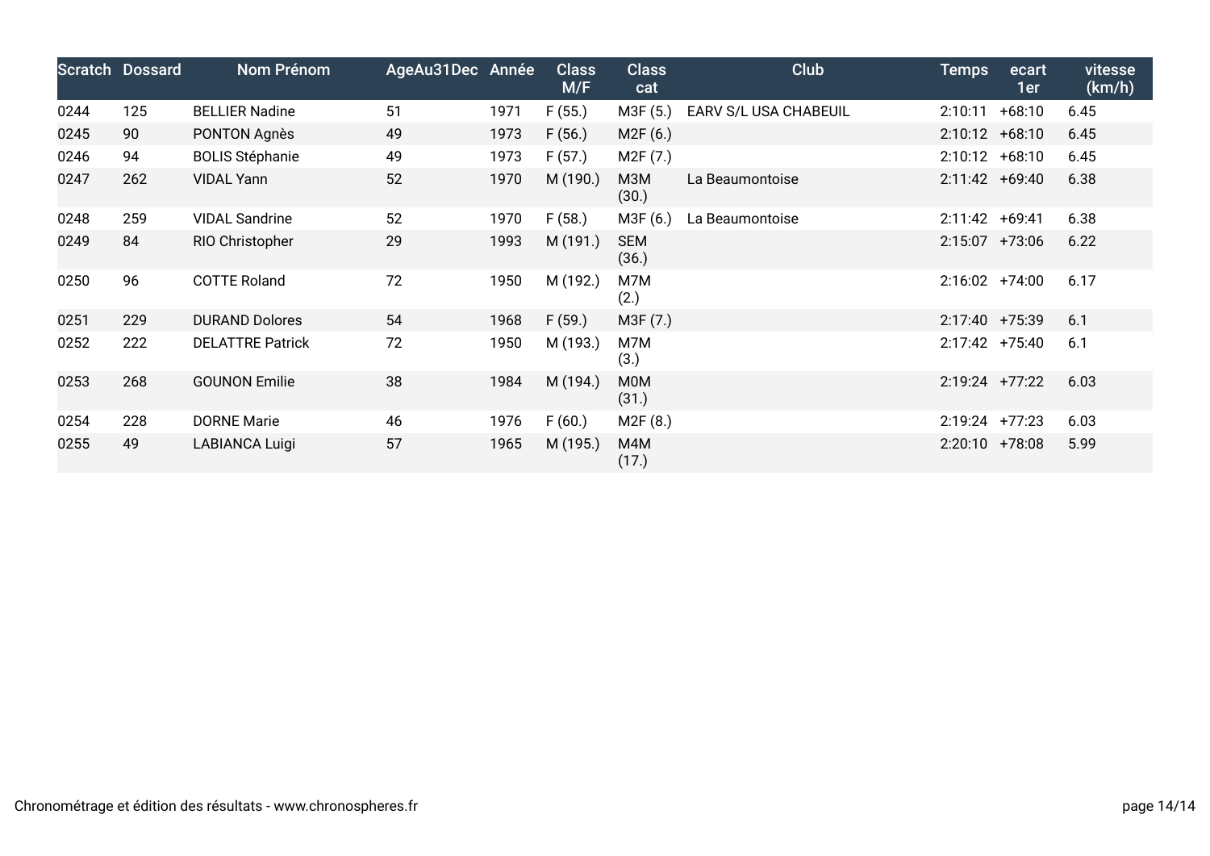| Scratch | Dossard | Nom Prénom | AgeAu31Dec | Année | Class M/F | Class cat | Club | Temps | ecart 1er | vitesse (km/h) |
|---|---|---|---|---|---|---|---|---|---|---|
| 0244 | 125 | BELLIER Nadine | 51 | 1971 | F (55.) | M3F (5.) | EARV S/L USA CHABEUIL | 2:10:11 | +68:10 | 6.45 |
| 0245 | 90 | PONTON Agnès | 49 | 1973 | F (56.) | M2F (6.) | | 2:10:12 | +68:10 | 6.45 |
| 0246 | 94 | BOLIS Stéphanie | 49 | 1973 | F (57.) | M2F (7.) | | 2:10:12 | +68:10 | 6.45 |
| 0247 | 262 | VIDAL Yann | 52 | 1970 | M (190.) | M3M (30.) | La Beaumontoise | 2:11:42 | +69:40 | 6.38 |
| 0248 | 259 | VIDAL Sandrine | 52 | 1970 | F (58.) | M3F (6.) | La Beaumontoise | 2:11:42 | +69:41 | 6.38 |
| 0249 | 84 | RIO Christopher | 29 | 1993 | M (191.) | SEM (36.) | | 2:15:07 | +73:06 | 6.22 |
| 0250 | 96 | COTTE Roland | 72 | 1950 | M (192.) | M7M (2.) | | 2:16:02 | +74:00 | 6.17 |
| 0251 | 229 | DURAND Dolores | 54 | 1968 | F (59.) | M3F (7.) | | 2:17:40 | +75:39 | 6.1 |
| 0252 | 222 | DELATTRE Patrick | 72 | 1950 | M (193.) | M7M (3.) | | 2:17:42 | +75:40 | 6.1 |
| 0253 | 268 | GOUNON Emilie | 38 | 1984 | M (194.) | M0M (31.) | | 2:19:24 | +77:22 | 6.03 |
| 0254 | 228 | DORNE Marie | 46 | 1976 | F (60.) | M2F (8.) | | 2:19:24 | +77:23 | 6.03 |
| 0255 | 49 | LABIANCA Luigi | 57 | 1965 | M (195.) | M4M (17.) | | 2:20:10 | +78:08 | 5.99 |

Chronométrage et édition des résultats - www.chronospheres.fr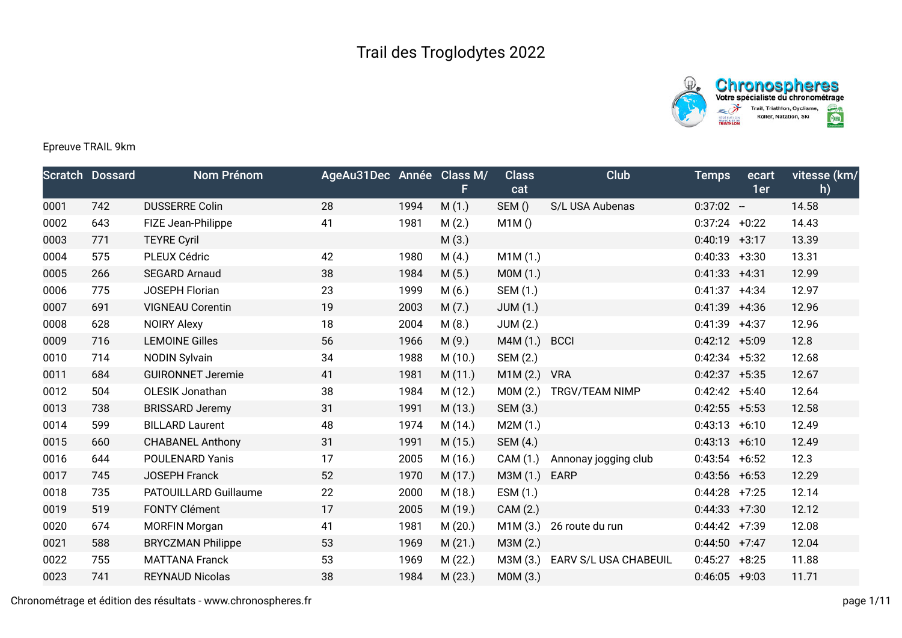# Trail des Troglodytes 2022

Epreuve TRAIL 9km

| Scratch | Dossard | Nom Prénom | AgeAu31Dec | Année | Class M/F | Class cat | Club | Temps | ecart 1er | vitesse (km/h) |
|---|---|---|---|---|---|---|---|---|---|---|
| 0001 | 742 | DUSSERRE Colin | 28 | 1994 | M (1.) | SEM () | S/L USA Aubenas | 0:37:02 | -- | 14.58 |
| 0002 | 643 | FIZE Jean-Philippe | 41 | 1981 | M (2.) | M1M () | | 0:37:24 | +0:22 | 14.43 |
| 0003 | 771 | TEYRE Cyril | | | M (3.) | | | 0:40:19 | +3:17 | 13.39 |
| 0004 | 575 | PLEUX Cédric | 42 | 1980 | M (4.) | M1M (1.) | | 0:40:33 | +3:30 | 13.31 |
| 0005 | 266 | SEGARD Arnaud | 38 | 1984 | M (5.) | M0M (1.) | | 0:41:33 | +4:31 | 12.99 |
| 0006 | 775 | JOSEPH Florian | 23 | 1999 | M (6.) | SEM (1.) | | 0:41:37 | +4:34 | 12.97 |
| 0007 | 691 | VIGNEAU Corentin | 19 | 2003 | M (7.) | JUM (1.) | | 0:41:39 | +4:36 | 12.96 |
| 0008 | 628 | NOIRY Alexy | 18 | 2004 | M (8.) | JUM (2.) | | 0:41:39 | +4:37 | 12.96 |
| 0009 | 716 | LEMOINE Gilles | 56 | 1966 | M (9.) | M4M (1.) | BCCI | 0:42:12 | +5:09 | 12.8 |
| 0010 | 714 | NODIN Sylvain | 34 | 1988 | M (10.) | SEM (2.) | | 0:42:34 | +5:32 | 12.68 |
| 0011 | 684 | GUIRONNET Jeremie | 41 | 1981 | M (11.) | M1M (2.) | VRA | 0:42:37 | +5:35 | 12.67 |
| 0012 | 504 | OLESIK Jonathan | 38 | 1984 | M (12.) | M0M (2.) | TRGV/TEAM NIMP | 0:42:42 | +5:40 | 12.64 |
| 0013 | 738 | BRISSARD Jeremy | 31 | 1991 | M (13.) | SEM (3.) | | 0:42:55 | +5:53 | 12.58 |
| 0014 | 599 | BILLARD Laurent | 48 | 1974 | M (14.) | M2M (1.) | | 0:43:13 | +6:10 | 12.49 |
| 0015 | 660 | CHABANEL Anthony | 31 | 1991 | M (15.) | SEM (4.) | | 0:43:13 | +6:10 | 12.49 |
| 0016 | 644 | POULENARD Yanis | 17 | 2005 | M (16.) | CAM (1.) | Annonay jogging club | 0:43:54 | +6:52 | 12.3 |
| 0017 | 745 | JOSEPH Franck | 52 | 1970 | M (17.) | M3M (1.) | EARP | 0:43:56 | +6:53 | 12.29 |
| 0018 | 735 | PATOUILLARD Guillaume | 22 | 2000 | M (18.) | ESM (1.) | | 0:44:28 | +7:25 | 12.14 |
| 0019 | 519 | FONTY Clément | 17 | 2005 | M (19.) | CAM (2.) | | 0:44:33 | +7:30 | 12.12 |
| 0020 | 674 | MORFIN Morgan | 41 | 1981 | M (20.) | M1M (3.) | 26 route du run | 0:44:42 | +7:39 | 12.08 |
| 0021 | 588 | BRYCZMAN Philippe | 53 | 1969 | M (21.) | M3M (2.) | | 0:44:50 | +7:47 | 12.04 |
| 0022 | 755 | MATTANA Franck | 53 | 1969 | M (22.) | M3M (3.) | EARV S/L USA CHABEUIL | 0:45:27 | +8:25 | 11.88 |
| 0023 | 741 | REYNAUD Nicolas | 38 | 1984 | M (23.) | M0M (3.) | | 0:46:05 | +9:03 | 11.71 |

Chronométrage et édition des résultats - www.chronospheres.fr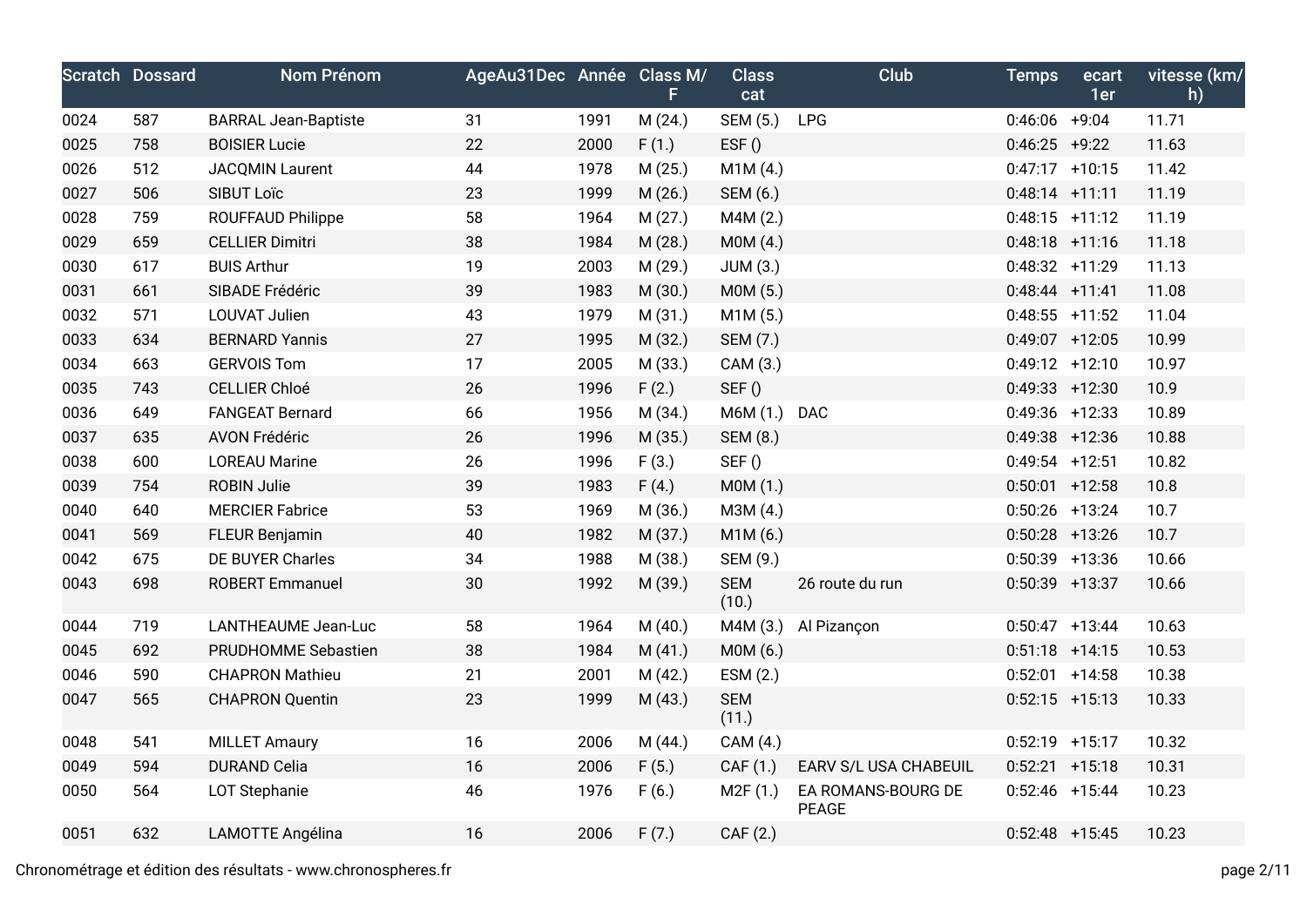| Scratch | Dossard | Nom Prénom | AgeAu31Dec | Année | Class M/F | Class cat | Club | Temps | ecart 1er | vitesse (km/h) |
|---|---|---|---|---|---|---|---|---|---|---|
| 0024 | 587 | BARRAL Jean-Baptiste | 31 | 1991 | M (24.) | SEM (5.) | LPG | 0:46:06 | +9:04 | 11.71 |
| 0025 | 758 | BOISIER Lucie | 22 | 2000 | F (1.) | ESF () | | 0:46:25 | +9:22 | 11.63 |
| 0026 | 512 | JACQMIN Laurent | 44 | 1978 | M (25.) | M1M (4.) | | 0:47:17 | +10:15 | 11.42 |
| 0027 | 506 | SIBUT Loïc | 23 | 1999 | M (26.) | SEM (6.) | | 0:48:14 | +11:11 | 11.19 |
| 0028 | 759 | ROUFFAUD Philippe | 58 | 1964 | M (27.) | M4M (2.) | | 0:48:15 | +11:12 | 11.19 |
| 0029 | 659 | CELLIER Dimitri | 38 | 1984 | M (28.) | M0M (4.) | | 0:48:18 | +11:16 | 11.18 |
| 0030 | 617 | BUIS Arthur | 19 | 2003 | M (29.) | JUM (3.) | | 0:48:32 | +11:29 | 11.13 |
| 0031 | 661 | SIBADE Frédéric | 39 | 1983 | M (30.) | M0M (5.) | | 0:48:44 | +11:41 | 11.08 |
| 0032 | 571 | LOUVAT Julien | 43 | 1979 | M (31.) | M1M (5.) | | 0:48:55 | +11:52 | 11.04 |
| 0033 | 634 | BERNARD Yannis | 27 | 1995 | M (32.) | SEM (7.) | | 0:49:07 | +12:05 | 10.99 |
| 0034 | 663 | GERVOIS Tom | 17 | 2005 | M (33.) | CAM (3.) | | 0:49:12 | +12:10 | 10.97 |
| 0035 | 743 | CELLIER Chloé | 26 | 1996 | F (2.) | SEF () | | 0:49:33 | +12:30 | 10.9 |
| 0036 | 649 | FANGEAT Bernard | 66 | 1956 | M (34.) | M6M (1.) | DAC | 0:49:36 | +12:33 | 10.89 |
| 0037 | 635 | AVON Frédéric | 26 | 1996 | M (35.) | SEM (8.) | | 0:49:38 | +12:36 | 10.88 |
| 0038 | 600 | LOREAU Marine | 26 | 1996 | F (3.) | SEF () | | 0:49:54 | +12:51 | 10.82 |
| 0039 | 754 | ROBIN Julie | 39 | 1983 | F (4.) | M0M (1.) | | 0:50:01 | +12:58 | 10.8 |
| 0040 | 640 | MERCIER Fabrice | 53 | 1969 | M (36.) | M3M (4.) | | 0:50:26 | +13:24 | 10.7 |
| 0041 | 569 | FLEUR Benjamin | 40 | 1982 | M (37.) | M1M (6.) | | 0:50:28 | +13:26 | 10.7 |
| 0042 | 675 | DE BUYER Charles | 34 | 1988 | M (38.) | SEM (9.) | | 0:50:39 | +13:36 | 10.66 |
| 0043 | 698 | ROBERT Emmanuel | 30 | 1992 | M (39.) | SEM (10.) | 26 route du run | 0:50:39 | +13:37 | 10.66 |
| 0044 | 719 | LANTHEAUME Jean-Luc | 58 | 1964 | M (40.) | M4M (3.) | Al Pizançon | 0:50:47 | +13:44 | 10.63 |
| 0045 | 692 | PRUDHOMME Sebastien | 38 | 1984 | M (41.) | M0M (6.) | | 0:51:18 | +14:15 | 10.53 |
| 0046 | 590 | CHAPRON Mathieu | 21 | 2001 | M (42.) | ESM (2.) | | 0:52:01 | +14:58 | 10.38 |
| 0047 | 565 | CHAPRON Quentin | 23 | 1999 | M (43.) | SEM (11.) | | 0:52:15 | +15:13 | 10.33 |
| 0048 | 541 | MILLET Amaury | 16 | 2006 | M (44.) | CAM (4.) | | 0:52:19 | +15:17 | 10.32 |
| 0049 | 594 | DURAND Celia | 16 | 2006 | F (5.) | CAF (1.) | EARV S/L USA CHABEUIL | 0:52:21 | +15:18 | 10.31 |
| 0050 | 564 | LOT Stephanie | 46 | 1976 | F (6.) | M2F (1.) | EA ROMANS-BOURG DE PEAGE | 0:52:46 | +15:44 | 10.23 |
| 0051 | 632 | LAMOTTE Angélina | 16 | 2006 | F (7.) | CAF (2.) | | 0:52:48 | +15:45 | 10.23 |

Chronométrage et édition des résultats - www.chronospheres.fr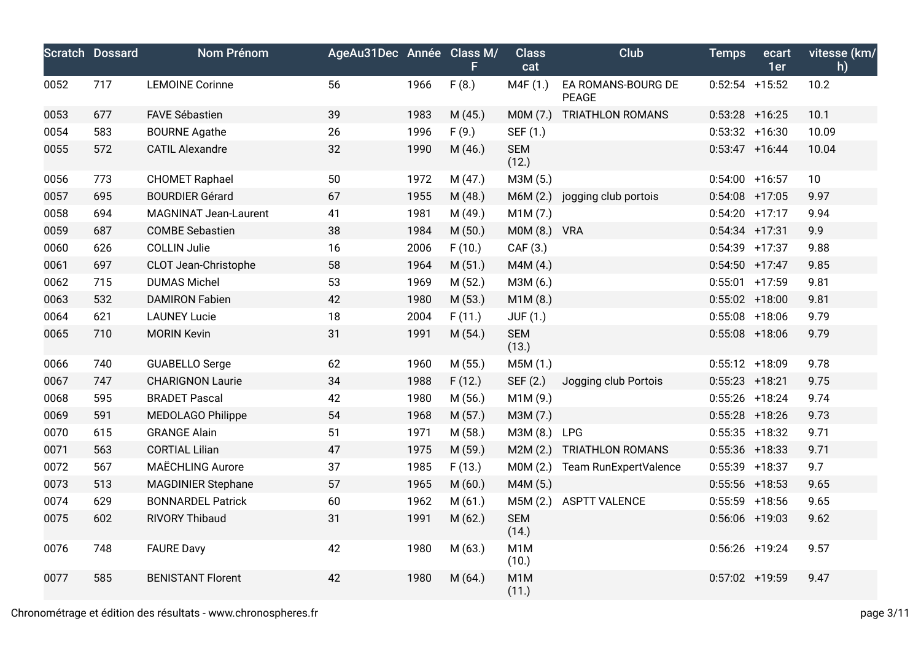| Scratch | Dossard | Nom Prénom | AgeAu31Dec | Année | Class M/F | Class cat | Club | Temps | ecart 1er | vitesse (km/h) |
|---|---|---|---|---|---|---|---|---|---|---|
| 0052 | 717 | LEMOINE Corinne | 56 | 1966 | F (8.) | M4F (1.) | EA ROMANS-BOURG DE PEAGE | 0:52:54 | +15:52 | 10.2 |
| 0053 | 677 | FAVE Sébastien | 39 | 1983 | M (45.) | M0M (7.) | TRIATHLON ROMANS | 0:53:28 | +16:25 | 10.1 |
| 0054 | 583 | BOURNE Agathe | 26 | 1996 | F (9.) | SEF (1.) | | 0:53:32 | +16:30 | 10.09 |
| 0055 | 572 | CATIL Alexandre | 32 | 1990 | M (46.) | SEM (12.) | | 0:53:47 | +16:44 | 10.04 |
| 0056 | 773 | CHOMET Raphael | 50 | 1972 | M (47.) | M3M (5.) | | 0:54:00 | +16:57 | 10 |
| 0057 | 695 | BOURDIER Gérard | 67 | 1955 | M (48.) | M6M (2.) | jogging club portois | 0:54:08 | +17:05 | 9.97 |
| 0058 | 694 | MAGNINAT Jean-Laurent | 41 | 1981 | M (49.) | M1M (7.) | | 0:54:20 | +17:17 | 9.94 |
| 0059 | 687 | COMBE Sebastien | 38 | 1984 | M (50.) | M0M (8.) | VRA | 0:54:34 | +17:31 | 9.9 |
| 0060 | 626 | COLLIN Julie | 16 | 2006 | F (10.) | CAF (3.) | | 0:54:39 | +17:37 | 9.88 |
| 0061 | 697 | CLOT Jean-Christophe | 58 | 1964 | M (51.) | M4M (4.) | | 0:54:50 | +17:47 | 9.85 |
| 0062 | 715 | DUMAS Michel | 53 | 1969 | M (52.) | M3M (6.) | | 0:55:01 | +17:59 | 9.81 |
| 0063 | 532 | DAMIRON Fabien | 42 | 1980 | M (53.) | M1M (8.) | | 0:55:02 | +18:00 | 9.81 |
| 0064 | 621 | LAUNEY Lucie | 18 | 2004 | F (11.) | JUF (1.) | | 0:55:08 | +18:06 | 9.79 |
| 0065 | 710 | MORIN Kevin | 31 | 1991 | M (54.) | SEM (13.) | | 0:55:08 | +18:06 | 9.79 |
| 0066 | 740 | GUABELLO Serge | 62 | 1960 | M (55.) | M5M (1.) | | 0:55:12 | +18:09 | 9.78 |
| 0067 | 747 | CHARIGNON Laurie | 34 | 1988 | F (12.) | SEF (2.) | Jogging club Portois | 0:55:23 | +18:21 | 9.75 |
| 0068 | 595 | BRADET Pascal | 42 | 1980 | M (56.) | M1M (9.) | | 0:55:26 | +18:24 | 9.74 |
| 0069 | 591 | MEDOLAGO Philippe | 54 | 1968 | M (57.) | M3M (7.) | | 0:55:28 | +18:26 | 9.73 |
| 0070 | 615 | GRANGE Alain | 51 | 1971 | M (58.) | M3M (8.) | LPG | 0:55:35 | +18:32 | 9.71 |
| 0071 | 563 | CORTIAL Lilian | 47 | 1975 | M (59.) | M2M (2.) | TRIATHLON ROMANS | 0:55:36 | +18:33 | 9.71 |
| 0072 | 567 | MAËCHLING Aurore | 37 | 1985 | F (13.) | M0M (2.) | Team RunExpertValence | 0:55:39 | +18:37 | 9.7 |
| 0073 | 513 | MAGDINIER Stephane | 57 | 1965 | M (60.) | M4M (5.) | | 0:55:56 | +18:53 | 9.65 |
| 0074 | 629 | BONNARDEL Patrick | 60 | 1962 | M (61.) | M5M (2.) | ASPTT VALENCE | 0:55:59 | +18:56 | 9.65 |
| 0075 | 602 | RIVORY Thibaud | 31 | 1991 | M (62.) | SEM (14.) | | 0:56:06 | +19:03 | 9.62 |
| 0076 | 748 | FAURE Davy | 42 | 1980 | M (63.) | M1M (10.) | | 0:56:26 | +19:24 | 9.57 |
| 0077 | 585 | BENISTANT Florent | 42 | 1980 | M (64.) | M1M (11.) | | 0:57:02 | +19:59 | 9.47 |

Chronométrage et édition des résultats - www.chronospheres.fr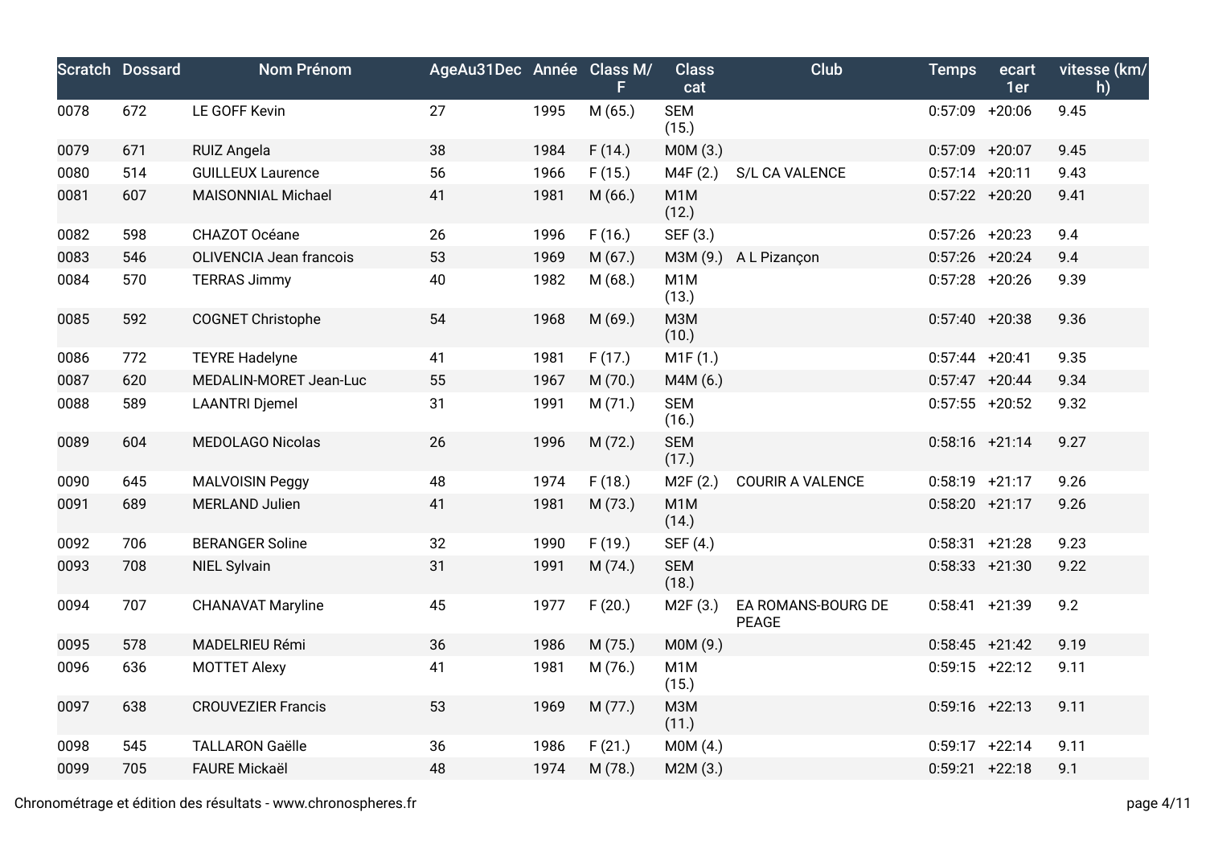| Scratch | Dossard | Nom Prénom | AgeAu31Dec | Année | Class M/F | Class cat | Club | Temps | ecart 1er | vitesse (km/h) |
|---|---|---|---|---|---|---|---|---|---|---|
| 0078 | 672 | LE GOFF Kevin | 27 | 1995 | M (65.) | SEM (15.) | | 0:57:09 | +20:06 | 9.45 |
| 0079 | 671 | RUIZ Angela | 38 | 1984 | F (14.) | M0M (3.) | | 0:57:09 | +20:07 | 9.45 |
| 0080 | 514 | GUILLEUX Laurence | 56 | 1966 | F (15.) | M4F (2.) | S/L CA VALENCE | 0:57:14 | +20:11 | 9.43 |
| 0081 | 607 | MAISONNIAL Michael | 41 | 1981 | M (66.) | M1M (12.) | | 0:57:22 | +20:20 | 9.41 |
| 0082 | 598 | CHAZOT Océane | 26 | 1996 | F (16.) | SEF (3.) | | 0:57:26 | +20:23 | 9.4 |
| 0083 | 546 | OLIVENCIA Jean francois | 53 | 1969 | M (67.) | M3M (9.) | A L Pizançon | 0:57:26 | +20:24 | 9.4 |
| 0084 | 570 | TERRAS Jimmy | 40 | 1982 | M (68.) | M1M (13.) | | 0:57:28 | +20:26 | 9.39 |
| 0085 | 592 | COGNET Christophe | 54 | 1968 | M (69.) | M3M (10.) | | 0:57:40 | +20:38 | 9.36 |
| 0086 | 772 | TEYRE Hadelyne | 41 | 1981 | F (17.) | M1F (1.) | | 0:57:44 | +20:41 | 9.35 |
| 0087 | 620 | MEDALIN-MORET Jean-Luc | 55 | 1967 | M (70.) | M4M (6.) | | 0:57:47 | +20:44 | 9.34 |
| 0088 | 589 | LAANTRI Djemel | 31 | 1991 | M (71.) | SEM (16.) | | 0:57:55 | +20:52 | 9.32 |
| 0089 | 604 | MEDOLAGO Nicolas | 26 | 1996 | M (72.) | SEM (17.) | | 0:58:16 | +21:14 | 9.27 |
| 0090 | 645 | MALVOISIN Peggy | 48 | 1974 | F (18.) | M2F (2.) | COURIR A VALENCE | 0:58:19 | +21:17 | 9.26 |
| 0091 | 689 | MERLAND Julien | 41 | 1981 | M (73.) | M1M (14.) | | 0:58:20 | +21:17 | 9.26 |
| 0092 | 706 | BERANGER Soline | 32 | 1990 | F (19.) | SEF (4.) | | 0:58:31 | +21:28 | 9.23 |
| 0093 | 708 | NIEL Sylvain | 31 | 1991 | M (74.) | SEM (18.) | | 0:58:33 | +21:30 | 9.22 |
| 0094 | 707 | CHANAVAT Maryline | 45 | 1977 | F (20.) | M2F (3.) | EA ROMANS-BOURG DE PEAGE | 0:58:41 | +21:39 | 9.2 |
| 0095 | 578 | MADELRIEU Rémi | 36 | 1986 | M (75.) | M0M (9.) | | 0:58:45 | +21:42 | 9.19 |
| 0096 | 636 | MOTTET Alexy | 41 | 1981 | M (76.) | M1M (15.) | | 0:59:15 | +22:12 | 9.11 |
| 0097 | 638 | CROUVEZIER Francis | 53 | 1969 | M (77.) | M3M (11.) | | 0:59:16 | +22:13 | 9.11 |
| 0098 | 545 | TALLARON Gaëlle | 36 | 1986 | F (21.) | M0M (4.) | | 0:59:17 | +22:14 | 9.11 |
| 0099 | 705 | FAURE Mickaël | 48 | 1974 | M (78.) | M2M (3.) | | 0:59:21 | +22:18 | 9.1 |

Chronométrage et édition des résultats - www.chronospheres.fr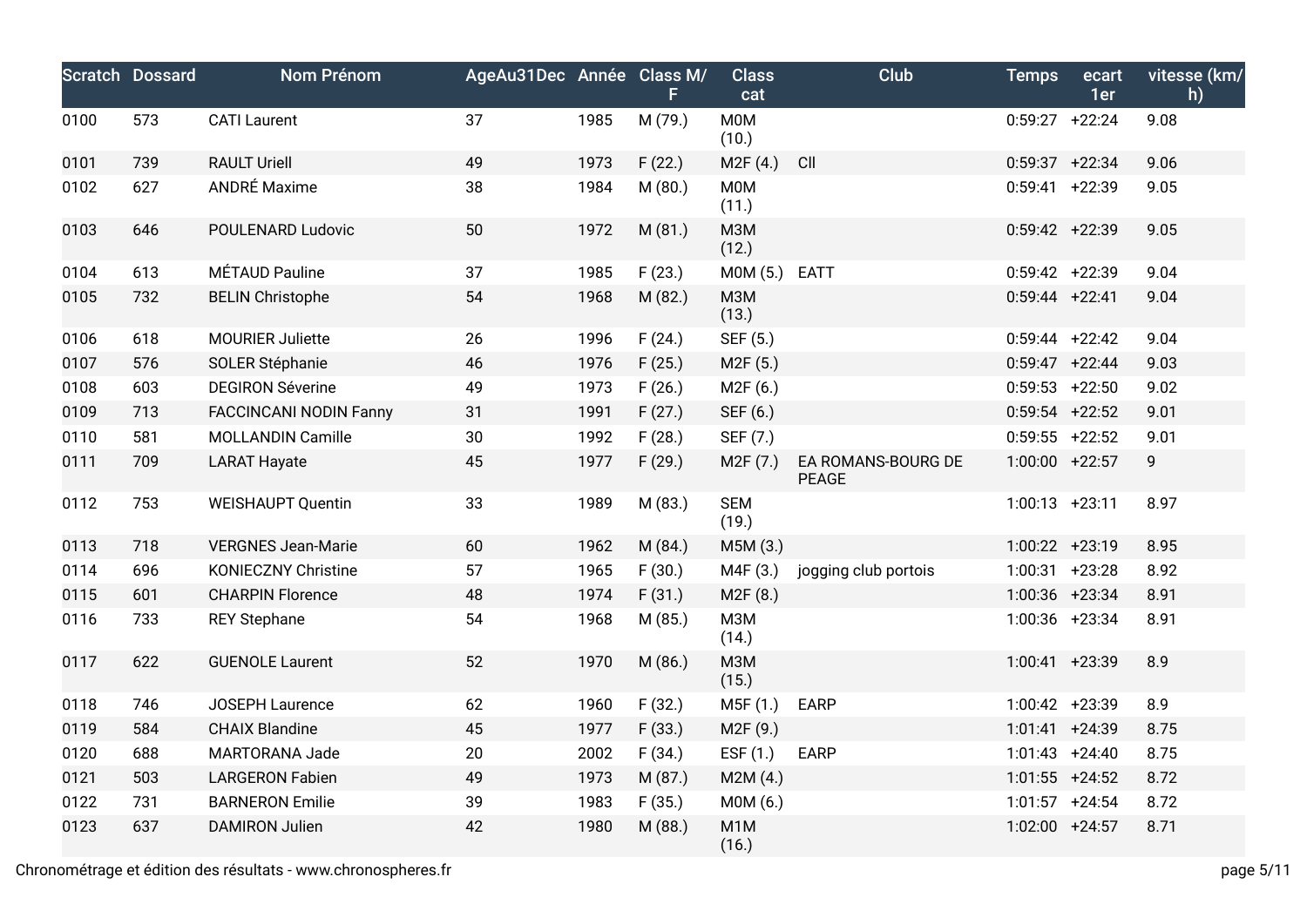| Scratch | Dossard | Nom Prénom | AgeAu31Dec | Année | Class M/F | Class cat | Club | Temps | ecart 1er | vitesse (km/h) |
|---|---|---|---|---|---|---|---|---|---|---|
| 0100 | 573 | CATI Laurent | 37 | 1985 | M (79.) | M0M (10.) | | 0:59:27 | +22:24 | 9.08 |
| 0101 | 739 | RAULT Uriell | 49 | 1973 | F (22.) | M2F (4.) | Cll | 0:59:37 | +22:34 | 9.06 |
| 0102 | 627 | ANDRÉ Maxime | 38 | 1984 | M (80.) | M0M (11.) | | 0:59:41 | +22:39 | 9.05 |
| 0103 | 646 | POULENARD Ludovic | 50 | 1972 | M (81.) | M3M (12.) | | 0:59:42 | +22:39 | 9.05 |
| 0104 | 613 | MÉTAUD Pauline | 37 | 1985 | F (23.) | M0M (5.) | EATT | 0:59:42 | +22:39 | 9.04 |
| 0105 | 732 | BELIN Christophe | 54 | 1968 | M (82.) | M3M (13.) | | 0:59:44 | +22:41 | 9.04 |
| 0106 | 618 | MOURIER Juliette | 26 | 1996 | F (24.) | SEF (5.) | | 0:59:44 | +22:42 | 9.04 |
| 0107 | 576 | SOLER Stéphanie | 46 | 1976 | F (25.) | M2F (5.) | | 0:59:47 | +22:44 | 9.03 |
| 0108 | 603 | DEGIRON Séverine | 49 | 1973 | F (26.) | M2F (6.) | | 0:59:53 | +22:50 | 9.02 |
| 0109 | 713 | FACCINCANI NODIN Fanny | 31 | 1991 | F (27.) | SEF (6.) | | 0:59:54 | +22:52 | 9.01 |
| 0110 | 581 | MOLLANDIN Camille | 30 | 1992 | F (28.) | SEF (7.) | | 0:59:55 | +22:52 | 9.01 |
| 0111 | 709 | LARAT Hayate | 45 | 1977 | F (29.) | M2F (7.) | EA ROMANS-BOURG DE PEAGE | 1:00:00 | +22:57 | 9 |
| 0112 | 753 | WEISHAUPT Quentin | 33 | 1989 | M (83.) | SEM (19.) | | 1:00:13 | +23:11 | 8.97 |
| 0113 | 718 | VERGNES Jean-Marie | 60 | 1962 | M (84.) | M5M (3.) | | 1:00:22 | +23:19 | 8.95 |
| 0114 | 696 | KONIECZNY Christine | 57 | 1965 | F (30.) | M4F (3.) | jogging club portois | 1:00:31 | +23:28 | 8.92 |
| 0115 | 601 | CHARPIN Florence | 48 | 1974 | F (31.) | M2F (8.) | | 1:00:36 | +23:34 | 8.91 |
| 0116 | 733 | REY Stephane | 54 | 1968 | M (85.) | M3M (14.) | | 1:00:36 | +23:34 | 8.91 |
| 0117 | 622 | GUENOLE Laurent | 52 | 1970 | M (86.) | M3M (15.) | | 1:00:41 | +23:39 | 8.9 |
| 0118 | 746 | JOSEPH Laurence | 62 | 1960 | F (32.) | M5F (1.) | EARP | 1:00:42 | +23:39 | 8.9 |
| 0119 | 584 | CHAIX Blandine | 45 | 1977 | F (33.) | M2F (9.) | | 1:01:41 | +24:39 | 8.75 |
| 0120 | 688 | MARTORANA Jade | 20 | 2002 | F (34.) | ESF (1.) | EARP | 1:01:43 | +24:40 | 8.75 |
| 0121 | 503 | LARGERON Fabien | 49 | 1973 | M (87.) | M2M (4.) | | 1:01:55 | +24:52 | 8.72 |
| 0122 | 731 | BARNERON Emilie | 39 | 1983 | F (35.) | M0M (6.) | | 1:01:57 | +24:54 | 8.72 |
| 0123 | 637 | DAMIRON Julien | 42 | 1980 | M (88.) | M1M (16.) | | 1:02:00 | +24:57 | 8.71 |

Chronométrage et édition des résultats - www.chronospheres.fr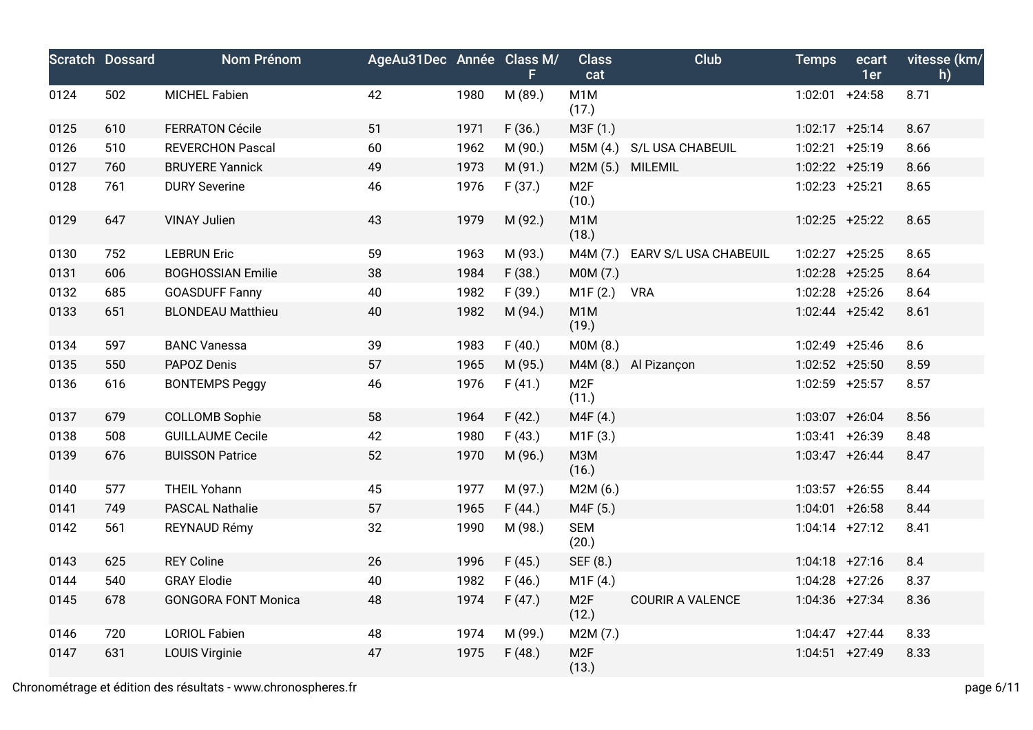| Scratch | Dossard | Nom Prénom | AgeAu31Dec | Année | Class M/F | Class cat | Club | Temps | ecart 1er | vitesse (km/h) |
|---|---|---|---|---|---|---|---|---|---|---|
| 0124 | 502 | MICHEL Fabien | 42 | 1980 | M (89.) | M1M (17.) | | 1:02:01 | +24:58 | 8.71 |
| 0125 | 610 | FERRATON Cécile | 51 | 1971 | F (36.) | M3F (1.) | | 1:02:17 | +25:14 | 8.67 |
| 0126 | 510 | REVERCHON Pascal | 60 | 1962 | M (90.) | M5M (4.) | S/L USA CHABEUIL | 1:02:21 | +25:19 | 8.66 |
| 0127 | 760 | BRUYERE Yannick | 49 | 1973 | M (91.) | M2M (5.) | MILEMIL | 1:02:22 | +25:19 | 8.66 |
| 0128 | 761 | DURY Severine | 46 | 1976 | F (37.) | M2F (10.) | | 1:02:23 | +25:21 | 8.65 |
| 0129 | 647 | VINAY Julien | 43 | 1979 | M (92.) | M1M (18.) | | 1:02:25 | +25:22 | 8.65 |
| 0130 | 752 | LEBRUN Eric | 59 | 1963 | M (93.) | M4M (7.) | EARV S/L USA CHABEUIL | 1:02:27 | +25:25 | 8.65 |
| 0131 | 606 | BOGHOSSIAN Emilie | 38 | 1984 | F (38.) | M0M (7.) | | 1:02:28 | +25:25 | 8.64 |
| 0132 | 685 | GOASDUFF Fanny | 40 | 1982 | F (39.) | M1F (2.) | VRA | 1:02:28 | +25:26 | 8.64 |
| 0133 | 651 | BLONDEAU Matthieu | 40 | 1982 | M (94.) | M1M (19.) | | 1:02:44 | +25:42 | 8.61 |
| 0134 | 597 | BANC Vanessa | 39 | 1983 | F (40.) | M0M (8.) | | 1:02:49 | +25:46 | 8.6 |
| 0135 | 550 | PAPOZ Denis | 57 | 1965 | M (95.) | M4M (8.) | Al Pizançon | 1:02:52 | +25:50 | 8.59 |
| 0136 | 616 | BONTEMPS Peggy | 46 | 1976 | F (41.) | M2F (11.) | | 1:02:59 | +25:57 | 8.57 |
| 0137 | 679 | COLLOMB Sophie | 58 | 1964 | F (42.) | M4F (4.) | | 1:03:07 | +26:04 | 8.56 |
| 0138 | 508 | GUILLAUME Cecile | 42 | 1980 | F (43.) | M1F (3.) | | 1:03:41 | +26:39 | 8.48 |
| 0139 | 676 | BUISSON Patrice | 52 | 1970 | M (96.) | M3M (16.) | | 1:03:47 | +26:44 | 8.47 |
| 0140 | 577 | THEIL Yohann | 45 | 1977 | M (97.) | M2M (6.) | | 1:03:57 | +26:55 | 8.44 |
| 0141 | 749 | PASCAL Nathalie | 57 | 1965 | F (44.) | M4F (5.) | | 1:04:01 | +26:58 | 8.44 |
| 0142 | 561 | REYNAUD Rémy | 32 | 1990 | M (98.) | SEM (20.) | | 1:04:14 | +27:12 | 8.41 |
| 0143 | 625 | REY Coline | 26 | 1996 | F (45.) | SEF (8.) | | 1:04:18 | +27:16 | 8.4 |
| 0144 | 540 | GRAY Elodie | 40 | 1982 | F (46.) | M1F (4.) | | 1:04:28 | +27:26 | 8.37 |
| 0145 | 678 | GONGORA FONT Monica | 48 | 1974 | F (47.) | M2F (12.) | COURIR A VALENCE | 1:04:36 | +27:34 | 8.36 |
| 0146 | 720 | LORIOL Fabien | 48 | 1974 | M (99.) | M2M (7.) | | 1:04:47 | +27:44 | 8.33 |
| 0147 | 631 | LOUIS Virginie | 47 | 1975 | F (48.) | M2F (13.) | | 1:04:51 | +27:49 | 8.33 |

Chronométrage et édition des résultats - www.chronospheres.fr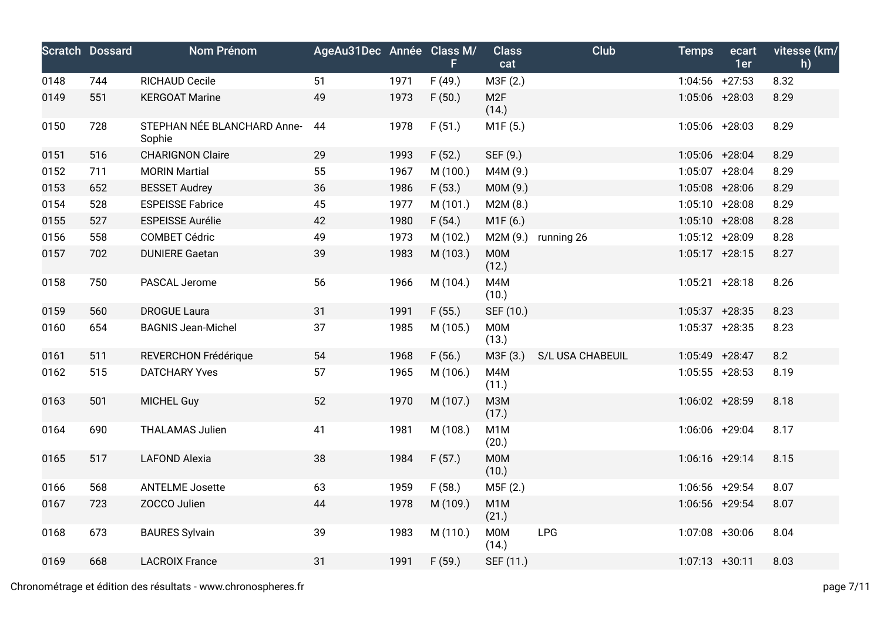| Scratch | Dossard | Nom Prénom | AgeAu31Dec | Année | Class M/F | Class cat | Club | Temps | ecart 1er | vitesse (km/h) |
|---|---|---|---|---|---|---|---|---|---|---|
| 0148 | 744 | RICHAUD Cecile | 51 | 1971 | F (49.) | M3F (2.) | | 1:04:56 | +27:53 | 8.32 |
| 0149 | 551 | KERGOAT Marine | 49 | 1973 | F (50.) | M2F (14.) | | 1:05:06 | +28:03 | 8.29 |
| 0150 | 728 | STEPHAN NÉE BLANCHARD Anne-Sophie | 44 | 1978 | F (51.) | M1F (5.) | | 1:05:06 | +28:03 | 8.29 |
| 0151 | 516 | CHARIGNON Claire | 29 | 1993 | F (52.) | SEF (9.) | | 1:05:06 | +28:04 | 8.29 |
| 0152 | 711 | MORIN Martial | 55 | 1967 | M (100.) | M4M (9.) | | 1:05:07 | +28:04 | 8.29 |
| 0153 | 652 | BESSET Audrey | 36 | 1986 | F (53.) | M0M (9.) | | 1:05:08 | +28:06 | 8.29 |
| 0154 | 528 | ESPEISSE Fabrice | 45 | 1977 | M (101.) | M2M (8.) | | 1:05:10 | +28:08 | 8.29 |
| 0155 | 527 | ESPEISSE Aurélie | 42 | 1980 | F (54.) | M1F (6.) | | 1:05:10 | +28:08 | 8.28 |
| 0156 | 558 | COMBET Cédric | 49 | 1973 | M (102.) | M2M (9.) | running 26 | 1:05:12 | +28:09 | 8.28 |
| 0157 | 702 | DUNIERE Gaetan | 39 | 1983 | M (103.) | M0M (12.) | | 1:05:17 | +28:15 | 8.27 |
| 0158 | 750 | PASCAL Jerome | 56 | 1966 | M (104.) | M4M (10.) | | 1:05:21 | +28:18 | 8.26 |
| 0159 | 560 | DROGUE Laura | 31 | 1991 | F (55.) | SEF (10.) | | 1:05:37 | +28:35 | 8.23 |
| 0160 | 654 | BAGNIS Jean-Michel | 37 | 1985 | M (105.) | M0M (13.) | | 1:05:37 | +28:35 | 8.23 |
| 0161 | 511 | REVERCHON Frédérique | 54 | 1968 | F (56.) | M3F (3.) | S/L USA CHABEUIL | 1:05:49 | +28:47 | 8.2 |
| 0162 | 515 | DATCHARY Yves | 57 | 1965 | M (106.) | M4M (11.) | | 1:05:55 | +28:53 | 8.19 |
| 0163 | 501 | MICHEL Guy | 52 | 1970 | M (107.) | M3M (17.) | | 1:06:02 | +28:59 | 8.18 |
| 0164 | 690 | THALAMAS Julien | 41 | 1981 | M (108.) | M1M (20.) | | 1:06:06 | +29:04 | 8.17 |
| 0165 | 517 | LAFOND Alexia | 38 | 1984 | F (57.) | M0M (10.) | | 1:06:16 | +29:14 | 8.15 |
| 0166 | 568 | ANTELME Josette | 63 | 1959 | F (58.) | M5F (2.) | | 1:06:56 | +29:54 | 8.07 |
| 0167 | 723 | ZOCCO Julien | 44 | 1978 | M (109.) | M1M (21.) | | 1:06:56 | +29:54 | 8.07 |
| 0168 | 673 | BAURES Sylvain | 39 | 1983 | M (110.) | M0M (14.) | LPG | 1:07:08 | +30:06 | 8.04 |
| 0169 | 668 | LACROIX France | 31 | 1991 | F (59.) | SEF (11.) | | 1:07:13 | +30:11 | 8.03 |

Chronométrage et édition des résultats - www.chronospheres.fr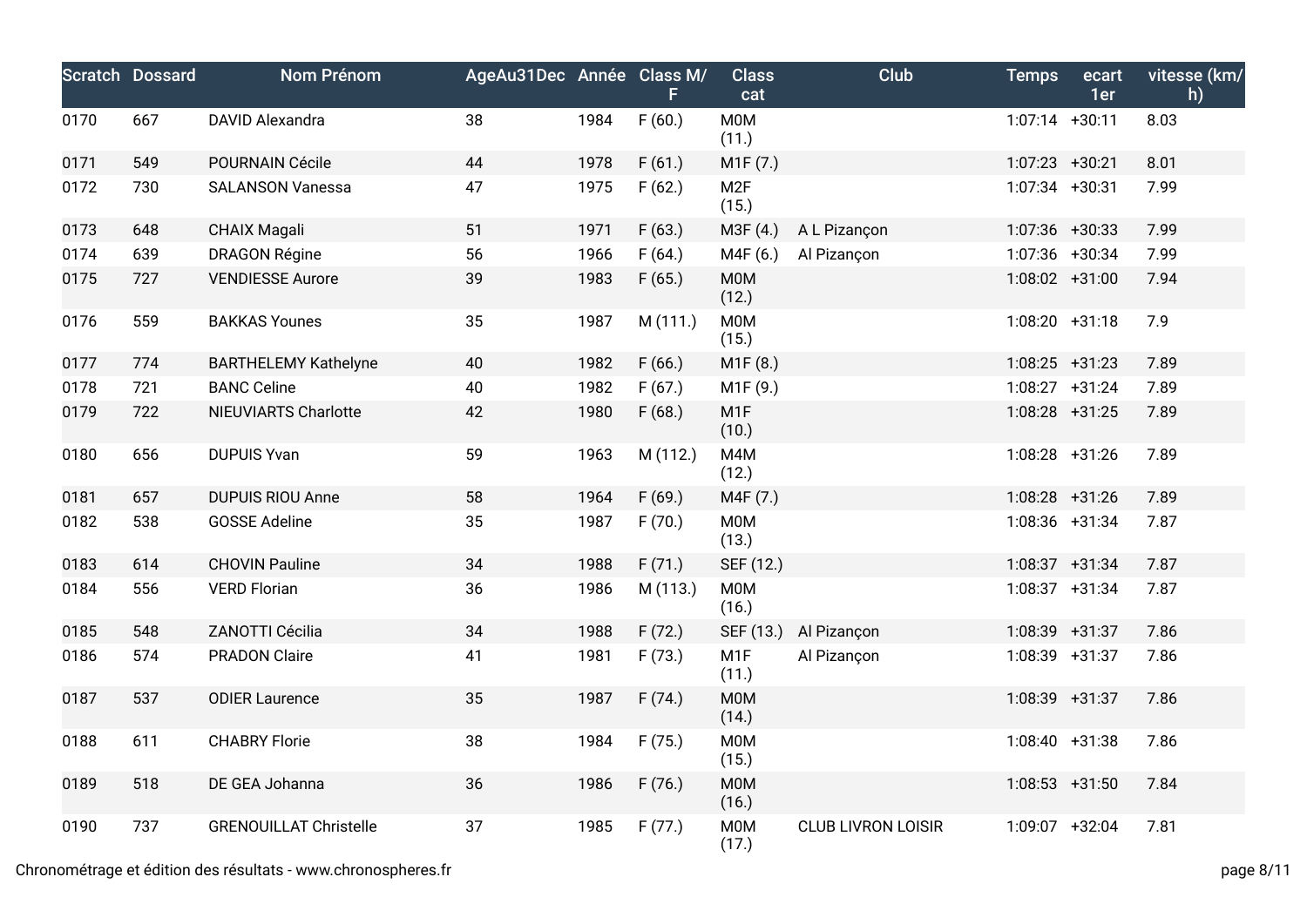| Scratch | Dossard | Nom Prénom | AgeAu31Dec | Année | Class M/F | Class cat | Club | Temps | ecart 1er | vitesse (km/h) |
|---|---|---|---|---|---|---|---|---|---|---|
| 0170 | 667 | DAVID Alexandra | 38 | 1984 | F (60.) | M0M (11.) | | 1:07:14 | +30:11 | 8.03 |
| 0171 | 549 | POURNAIN Cécile | 44 | 1978 | F (61.) | M1F (7.) | | 1:07:23 | +30:21 | 8.01 |
| 0172 | 730 | SALANSON Vanessa | 47 | 1975 | F (62.) | M2F (15.) | | 1:07:34 | +30:31 | 7.99 |
| 0173 | 648 | CHAIX Magali | 51 | 1971 | F (63.) | M3F (4.) | A L Pizançon | 1:07:36 | +30:33 | 7.99 |
| 0174 | 639 | DRAGON Régine | 56 | 1966 | F (64.) | M4F (6.) | Al Pizançon | 1:07:36 | +30:34 | 7.99 |
| 0175 | 727 | VENDIESSE Aurore | 39 | 1983 | F (65.) | M0M (12.) | | 1:08:02 | +31:00 | 7.94 |
| 0176 | 559 | BAKKAS Younes | 35 | 1987 | M (111.) | M0M (15.) | | 1:08:20 | +31:18 | 7.9 |
| 0177 | 774 | BARTHELEMY Kathelyne | 40 | 1982 | F (66.) | M1F (8.) | | 1:08:25 | +31:23 | 7.89 |
| 0178 | 721 | BANC Celine | 40 | 1982 | F (67.) | M1F (9.) | | 1:08:27 | +31:24 | 7.89 |
| 0179 | 722 | NIEUVIARTS Charlotte | 42 | 1980 | F (68.) | M1F (10.) | | 1:08:28 | +31:25 | 7.89 |
| 0180 | 656 | DUPUIS Yvan | 59 | 1963 | M (112.) | M4M (12.) | | 1:08:28 | +31:26 | 7.89 |
| 0181 | 657 | DUPUIS RIOU Anne | 58 | 1964 | F (69.) | M4F (7.) | | 1:08:28 | +31:26 | 7.89 |
| 0182 | 538 | GOSSE Adeline | 35 | 1987 | F (70.) | M0M (13.) | | 1:08:36 | +31:34 | 7.87 |
| 0183 | 614 | CHOVIN Pauline | 34 | 1988 | F (71.) | SEF (12.) | | 1:08:37 | +31:34 | 7.87 |
| 0184 | 556 | VERD Florian | 36 | 1986 | M (113.) | M0M (16.) | | 1:08:37 | +31:34 | 7.87 |
| 0185 | 548 | ZANOTTI Cécilia | 34 | 1988 | F (72.) | SEF (13.) | Al Pizançon | 1:08:39 | +31:37 | 7.86 |
| 0186 | 574 | PRADON Claire | 41 | 1981 | F (73.) | M1F (11.) | Al Pizançon | 1:08:39 | +31:37 | 7.86 |
| 0187 | 537 | ODIER Laurence | 35 | 1987 | F (74.) | M0M (14.) | | 1:08:39 | +31:37 | 7.86 |
| 0188 | 611 | CHABRY Florie | 38 | 1984 | F (75.) | M0M (15.) | | 1:08:40 | +31:38 | 7.86 |
| 0189 | 518 | DE GEA Johanna | 36 | 1986 | F (76.) | M0M (16.) | | 1:08:53 | +31:50 | 7.84 |
| 0190 | 737 | GRENOUILLAT Christelle | 37 | 1985 | F (77.) | M0M (17.) | CLUB LIVRON LOISIR | 1:09:07 | +32:04 | 7.81 |

Chronométrage et édition des résultats - www.chronospheres.fr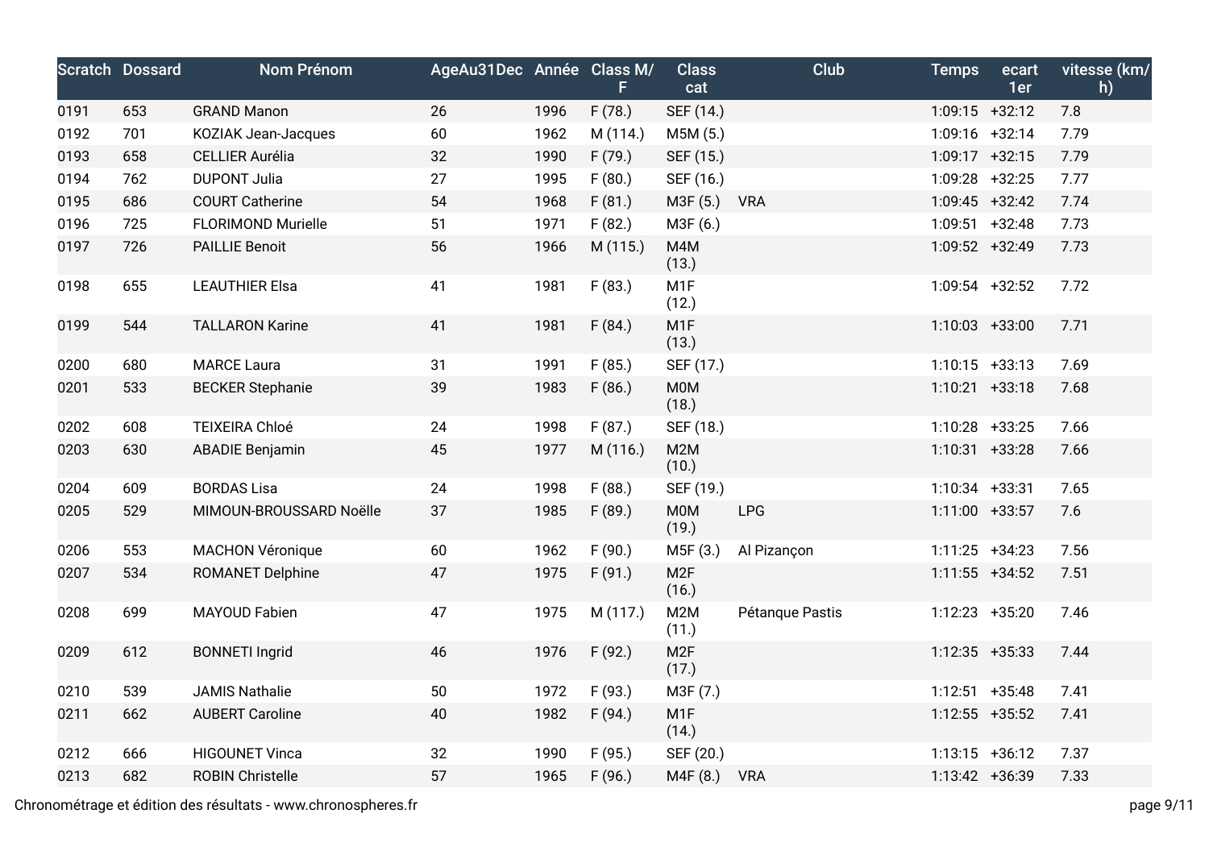| Scratch | Dossard | Nom Prénom | AgeAu31Dec | Année | Class M/F | Class cat | Club | Temps | ecart 1er | vitesse (km/h) |
|---|---|---|---|---|---|---|---|---|---|---|
| 0191 | 653 | GRAND Manon | 26 | 1996 | F (78.) | SEF (14.) | | 1:09:15 | +32:12 | 7.8 |
| 0192 | 701 | KOZIAK Jean-Jacques | 60 | 1962 | M (114.) | M5M (5.) | | 1:09:16 | +32:14 | 7.79 |
| 0193 | 658 | CELLIER Aurélia | 32 | 1990 | F (79.) | SEF (15.) | | 1:09:17 | +32:15 | 7.79 |
| 0194 | 762 | DUPONT Julia | 27 | 1995 | F (80.) | SEF (16.) | | 1:09:28 | +32:25 | 7.77 |
| 0195 | 686 | COURT Catherine | 54 | 1968 | F (81.) | M3F (5.) | VRA | 1:09:45 | +32:42 | 7.74 |
| 0196 | 725 | FLORIMOND Murielle | 51 | 1971 | F (82.) | M3F (6.) | | 1:09:51 | +32:48 | 7.73 |
| 0197 | 726 | PAILLIE Benoit | 56 | 1966 | M (115.) | M4M (13.) | | 1:09:52 | +32:49 | 7.73 |
| 0198 | 655 | LEAUTHIER Elsa | 41 | 1981 | F (83.) | M1F (12.) | | 1:09:54 | +32:52 | 7.72 |
| 0199 | 544 | TALLARON Karine | 41 | 1981 | F (84.) | M1F (13.) | | 1:10:03 | +33:00 | 7.71 |
| 0200 | 680 | MARCE Laura | 31 | 1991 | F (85.) | SEF (17.) | | 1:10:15 | +33:13 | 7.69 |
| 0201 | 533 | BECKER Stephanie | 39 | 1983 | F (86.) | M0M (18.) | | 1:10:21 | +33:18 | 7.68 |
| 0202 | 608 | TEIXEIRA Chloé | 24 | 1998 | F (87.) | SEF (18.) | | 1:10:28 | +33:25 | 7.66 |
| 0203 | 630 | ABADIE Benjamin | 45 | 1977 | M (116.) | M2M (10.) | | 1:10:31 | +33:28 | 7.66 |
| 0204 | 609 | BORDAS Lisa | 24 | 1998 | F (88.) | SEF (19.) | | 1:10:34 | +33:31 | 7.65 |
| 0205 | 529 | MIMOUN-BROUSSARD Noëlle | 37 | 1985 | F (89.) | M0M (19.) | LPG | 1:11:00 | +33:57 | 7.6 |
| 0206 | 553 | MACHON Véronique | 60 | 1962 | F (90.) | M5F (3.) | Al Pizançon | 1:11:25 | +34:23 | 7.56 |
| 0207 | 534 | ROMANET Delphine | 47 | 1975 | F (91.) | M2F (16.) | | 1:11:55 | +34:52 | 7.51 |
| 0208 | 699 | MAYOUD Fabien | 47 | 1975 | M (117.) | M2M (11.) | Pétanque Pastis | 1:12:23 | +35:20 | 7.46 |
| 0209 | 612 | BONNETI Ingrid | 46 | 1976 | F (92.) | M2F (17.) | | 1:12:35 | +35:33 | 7.44 |
| 0210 | 539 | JAMIS Nathalie | 50 | 1972 | F (93.) | M3F (7.) | | 1:12:51 | +35:48 | 7.41 |
| 0211 | 662 | AUBERT Caroline | 40 | 1982 | F (94.) | M1F (14.) | | 1:12:55 | +35:52 | 7.41 |
| 0212 | 666 | HIGOUNET Vinca | 32 | 1990 | F (95.) | SEF (20.) | | 1:13:15 | +36:12 | 7.37 |
| 0213 | 682 | ROBIN Christelle | 57 | 1965 | F (96.) | M4F (8.) | VRA | 1:13:42 | +36:39 | 7.33 |

Chronométrage et édition des résultats - www.chronospheres.fr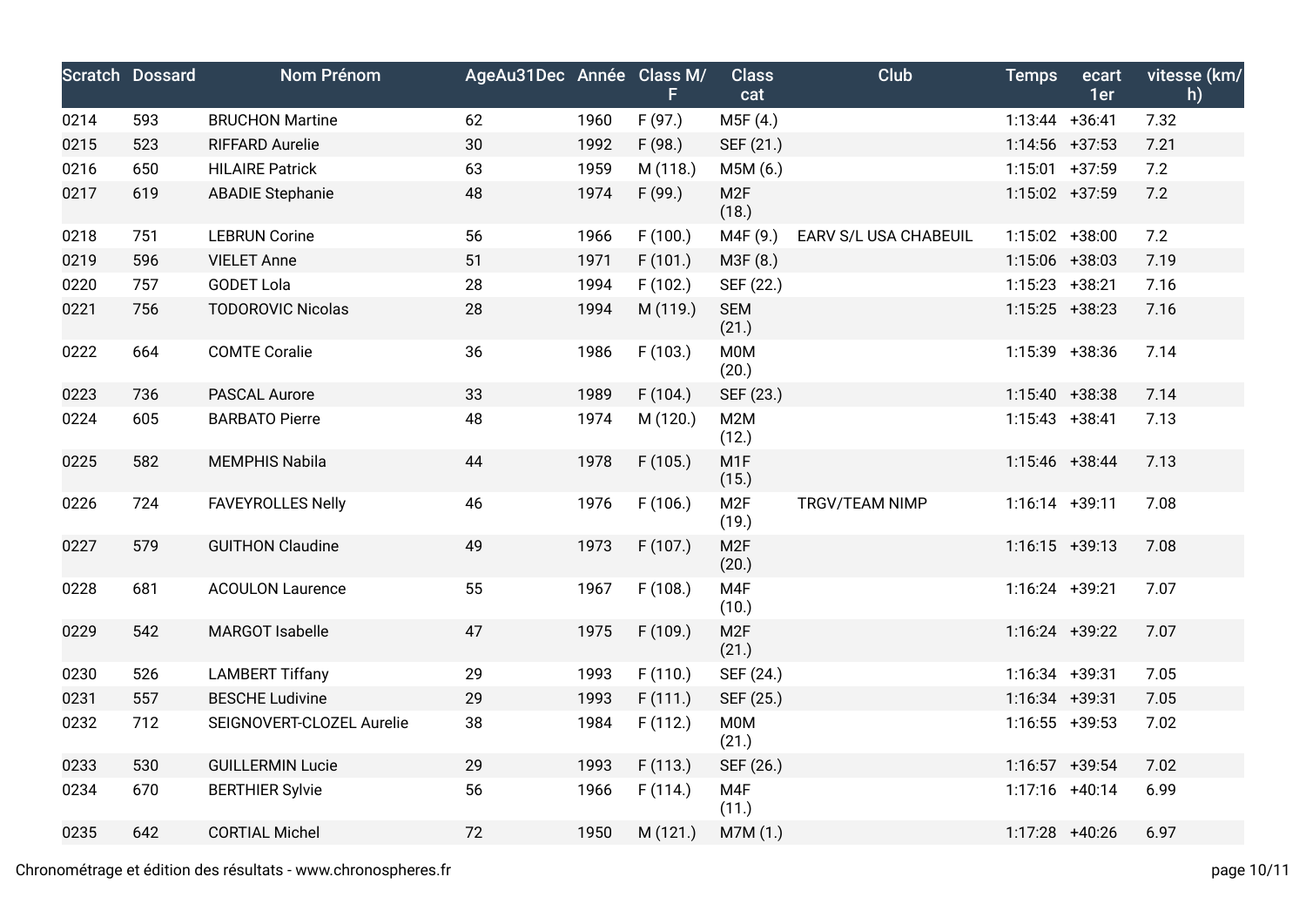| Scratch | Dossard | Nom Prénom | AgeAu31Dec | Année | Class M/F | Class cat | Club | Temps | ecart 1er | vitesse (km/h) |
|---|---|---|---|---|---|---|---|---|---|---|
| 0214 | 593 | BRUCHON Martine | 62 | 1960 | F (97.) | M5F (4.) | | 1:13:44 | +36:41 | 7.32 |
| 0215 | 523 | RIFFARD Aurelie | 30 | 1992 | F (98.) | SEF (21.) | | 1:14:56 | +37:53 | 7.21 |
| 0216 | 650 | HILAIRE Patrick | 63 | 1959 | M (118.) | M5M (6.) | | 1:15:01 | +37:59 | 7.2 |
| 0217 | 619 | ABADIE Stephanie | 48 | 1974 | F (99.) | M2F (18.) | | 1:15:02 | +37:59 | 7.2 |
| 0218 | 751 | LEBRUN Corine | 56 | 1966 | F (100.) | M4F (9.) | EARV S/L USA CHABEUIL | 1:15:02 | +38:00 | 7.2 |
| 0219 | 596 | VIELET Anne | 51 | 1971 | F (101.) | M3F (8.) | | 1:15:06 | +38:03 | 7.19 |
| 0220 | 757 | GODET Lola | 28 | 1994 | F (102.) | SEF (22.) | | 1:15:23 | +38:21 | 7.16 |
| 0221 | 756 | TODOROVIC Nicolas | 28 | 1994 | M (119.) | SEM (21.) | | 1:15:25 | +38:23 | 7.16 |
| 0222 | 664 | COMTE Coralie | 36 | 1986 | F (103.) | M0M (20.) | | 1:15:39 | +38:36 | 7.14 |
| 0223 | 736 | PASCAL Aurore | 33 | 1989 | F (104.) | SEF (23.) | | 1:15:40 | +38:38 | 7.14 |
| 0224 | 605 | BARBATO Pierre | 48 | 1974 | M (120.) | M2M (12.) | | 1:15:43 | +38:41 | 7.13 |
| 0225 | 582 | MEMPHIS Nabila | 44 | 1978 | F (105.) | M1F (15.) | | 1:15:46 | +38:44 | 7.13 |
| 0226 | 724 | FAVEYROLLES Nelly | 46 | 1976 | F (106.) | M2F (19.) | TRGV/TEAM NIMP | 1:16:14 | +39:11 | 7.08 |
| 0227 | 579 | GUITHON Claudine | 49 | 1973 | F (107.) | M2F (20.) | | 1:16:15 | +39:13 | 7.08 |
| 0228 | 681 | ACOULON Laurence | 55 | 1967 | F (108.) | M4F (10.) | | 1:16:24 | +39:21 | 7.07 |
| 0229 | 542 | MARGOT Isabelle | 47 | 1975 | F (109.) | M2F (21.) | | 1:16:24 | +39:22 | 7.07 |
| 0230 | 526 | LAMBERT Tiffany | 29 | 1993 | F (110.) | SEF (24.) | | 1:16:34 | +39:31 | 7.05 |
| 0231 | 557 | BESCHE Ludivine | 29 | 1993 | F (111.) | SEF (25.) | | 1:16:34 | +39:31 | 7.05 |
| 0232 | 712 | SEIGNOVERT-CLOZEL Aurelie | 38 | 1984 | F (112.) | M0M (21.) | | 1:16:55 | +39:53 | 7.02 |
| 0233 | 530 | GUILLERMIN Lucie | 29 | 1993 | F (113.) | SEF (26.) | | 1:16:57 | +39:54 | 7.02 |
| 0234 | 670 | BERTHIER Sylvie | 56 | 1966 | F (114.) | M4F (11.) | | 1:17:16 | +40:14 | 6.99 |
| 0235 | 642 | CORTIAL Michel | 72 | 1950 | M (121.) | M7M (1.) | | 1:17:28 | +40:26 | 6.97 |

Chronométrage et édition des résultats - www.chronospheres.fr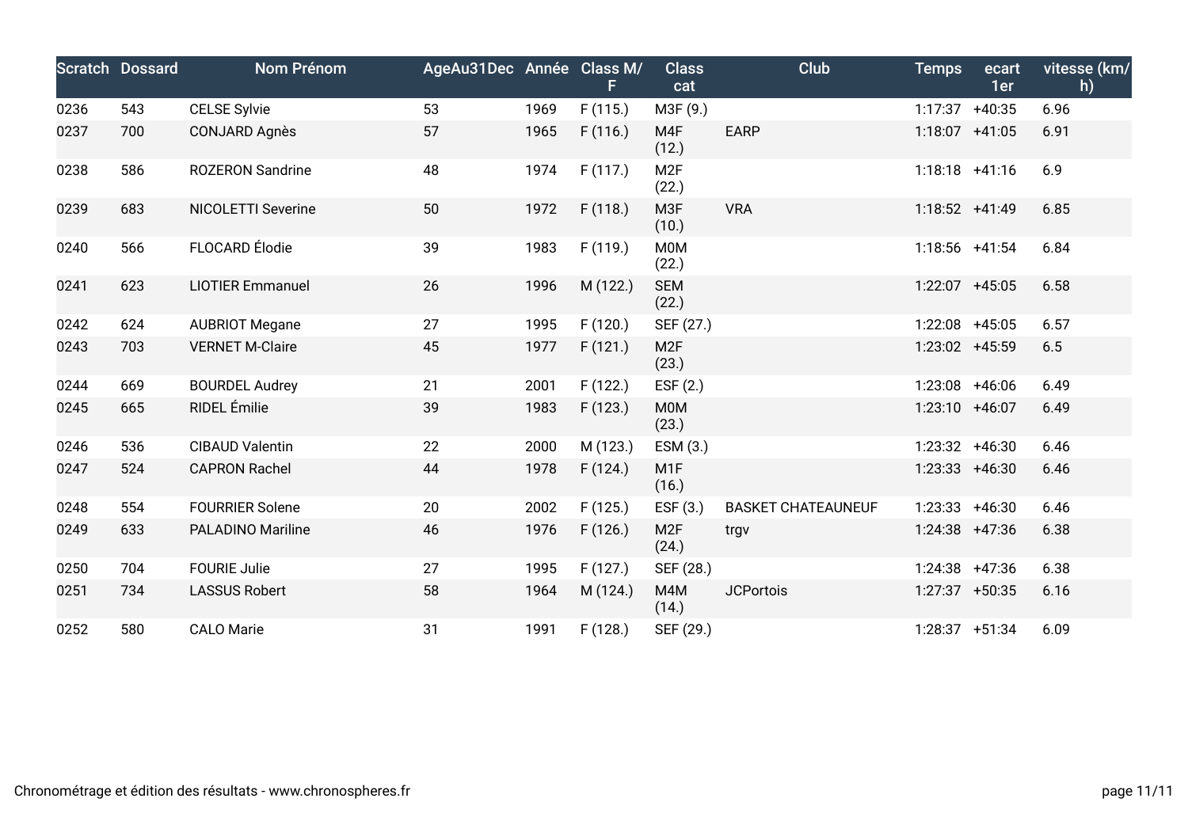| Scratch | Dossard | Nom Prénom | AgeAu31Dec | Année | Class M/F | Class cat | Club | Temps | ecart 1er | vitesse (km/h) |
|---|---|---|---|---|---|---|---|---|---|---|
| 0236 | 543 | CELSE Sylvie | 53 | 1969 | F (115.) | M3F (9.) | | 1:17:37 | +40:35 | 6.96 |
| 0237 | 700 | CONJARD Agnès | 57 | 1965 | F (116.) | M4F (12.) | EARP | 1:18:07 | +41:05 | 6.91 |
| 0238 | 586 | ROZERON Sandrine | 48 | 1974 | F (117.) | M2F (22.) | | 1:18:18 | +41:16 | 6.9 |
| 0239 | 683 | NICOLETTI Severine | 50 | 1972 | F (118.) | M3F (10.) | VRA | 1:18:52 | +41:49 | 6.85 |
| 0240 | 566 | FLOCARD Élodie | 39 | 1983 | F (119.) | M0M (22.) | | 1:18:56 | +41:54 | 6.84 |
| 0241 | 623 | LIOTIER Emmanuel | 26 | 1996 | M (122.) | SEM (22.) | | 1:22:07 | +45:05 | 6.58 |
| 0242 | 624 | AUBRIOT Megane | 27 | 1995 | F (120.) | SEF (27.) | | 1:22:08 | +45:05 | 6.57 |
| 0243 | 703 | VERNET M-Claire | 45 | 1977 | F (121.) | M2F (23.) | | 1:23:02 | +45:59 | 6.5 |
| 0244 | 669 | BOURDEL Audrey | 21 | 2001 | F (122.) | ESF (2.) | | 1:23:08 | +46:06 | 6.49 |
| 0245 | 665 | RIDEL Émilie | 39 | 1983 | F (123.) | M0M (23.) | | 1:23:10 | +46:07 | 6.49 |
| 0246 | 536 | CIBAUD Valentin | 22 | 2000 | M (123.) | ESM (3.) | | 1:23:32 | +46:30 | 6.46 |
| 0247 | 524 | CAPRON Rachel | 44 | 1978 | F (124.) | M1F (16.) | | 1:23:33 | +46:30 | 6.46 |
| 0248 | 554 | FOURRIER Solene | 20 | 2002 | F (125.) | ESF (3.) | BASKET CHATEAUNEUF | 1:23:33 | +46:30 | 6.46 |
| 0249 | 633 | PALADINO Mariline | 46 | 1976 | F (126.) | M2F (24.) | trgv | 1:24:38 | +47:36 | 6.38 |
| 0250 | 704 | FOURIE Julie | 27 | 1995 | F (127.) | SEF (28.) | | 1:24:38 | +47:36 | 6.38 |
| 0251 | 734 | LASSUS Robert | 58 | 1964 | M (124.) | M4M (14.) | JCPortois | 1:27:37 | +50:35 | 6.16 |
| 0252 | 580 | CALO Marie | 31 | 1991 | F (128.) | SEF (29.) | | 1:28:37 | +51:34 | 6.09 |

Chronométrage et édition des résultats - www.chronospheres.fr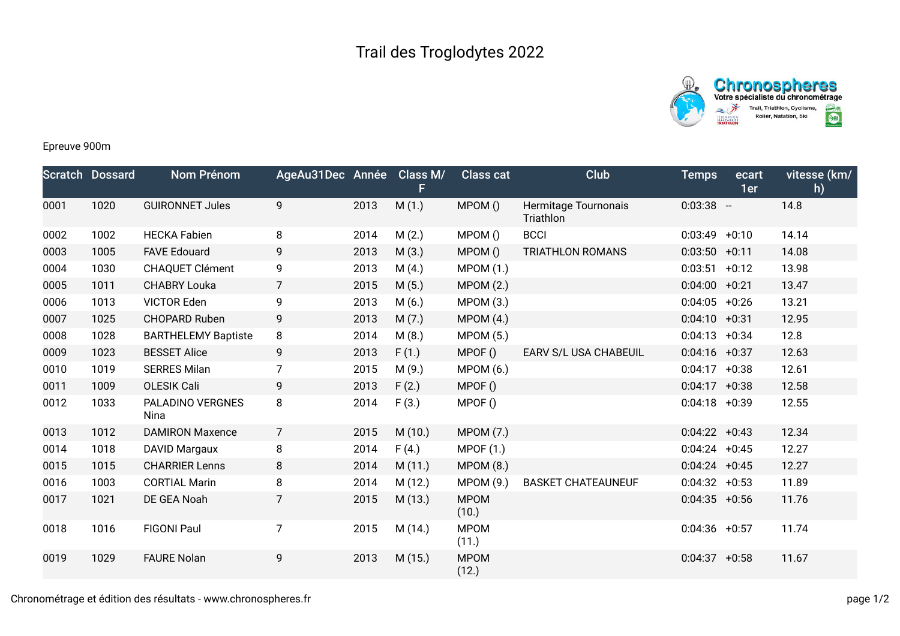# Trail des Troglodytes 2022

Epreuve 900m

| Scratch | Dossard | Nom Prénom | AgeAu31Dec | Année | Class M/F | Class cat | Club | Temps | ecart 1er | vitesse (km/h) |
|---|---|---|---|---|---|---|---|---|---|---|
| 0001 | 1020 | GUIRONNET Jules | 9 | 2013 | M (1.) | MPOM () | Hermitage Tournonais Triathlon | 0:03:38 | -- | 14.8 |
| 0002 | 1002 | HECKA Fabien | 8 | 2014 | M (2.) | MPOM () | BCCI | 0:03:49 | +0:10 | 14.14 |
| 0003 | 1005 | FAVE Edouard | 9 | 2013 | M (3.) | MPOM () | TRIATHLON ROMANS | 0:03:50 | +0:11 | 14.08 |
| 0004 | 1030 | CHAQUET Clément | 9 | 2013 | M (4.) | MPOM (1.) | | 0:03:51 | +0:12 | 13.98 |
| 0005 | 1011 | CHABRY Louka | 7 | 2015 | M (5.) | MPOM (2.) | | 0:04:00 | +0:21 | 13.47 |
| 0006 | 1013 | VICTOR Eden | 9 | 2013 | M (6.) | MPOM (3.) | | 0:04:05 | +0:26 | 13.21 |
| 0007 | 1025 | CHOPARD Ruben | 9 | 2013 | M (7.) | MPOM (4.) | | 0:04:10 | +0:31 | 12.95 |
| 0008 | 1028 | BARTHELEMY Baptiste | 8 | 2014 | M (8.) | MPOM (5.) | | 0:04:13 | +0:34 | 12.8 |
| 0009 | 1023 | BESSET Alice | 9 | 2013 | F (1.) | MPOF () | EARV S/L USA CHABEUIL | 0:04:16 | +0:37 | 12.63 |
| 0010 | 1019 | SERRES Milan | 7 | 2015 | M (9.) | MPOM (6.) | | 0:04:17 | +0:38 | 12.61 |
| 0011 | 1009 | OLESIK Cali | 9 | 2013 | F (2.) | MPOF () | | 0:04:17 | +0:38 | 12.58 |
| 0012 | 1033 | PALADINO VERGNES Nina | 8 | 2014 | F (3.) | MPOF () | | 0:04:18 | +0:39 | 12.55 |
| 0013 | 1012 | DAMIRON Maxence | 7 | 2015 | M (10.) | MPOM (7.) | | 0:04:22 | +0:43 | 12.34 |
| 0014 | 1018 | DAVID Margaux | 8 | 2014 | F (4.) | MPOF (1.) | | 0:04:24 | +0:45 | 12.27 |
| 0015 | 1015 | CHARRIER Lenns | 8 | 2014 | M (11.) | MPOM (8.) | | 0:04:24 | +0:45 | 12.27 |
| 0016 | 1003 | CORTIAL Marin | 8 | 2014 | M (12.) | MPOM (9.) | BASKET CHATEAUNEUF | 0:04:32 | +0:53 | 11.89 |
| 0017 | 1021 | DE GEA Noah | 7 | 2015 | M (13.) | MPOM (10.) | | 0:04:35 | +0:56 | 11.76 |
| 0018 | 1016 | FIGONI Paul | 7 | 2015 | M (14.) | MPOM (11.) | | 0:04:36 | +0:57 | 11.74 |
| 0019 | 1029 | FAURE Nolan | 9 | 2013 | M (15.) | MPOM (12.) | | 0:04:37 | +0:58 | 11.67 |

Chronométrage et édition des résultats - www.chronospheres.fr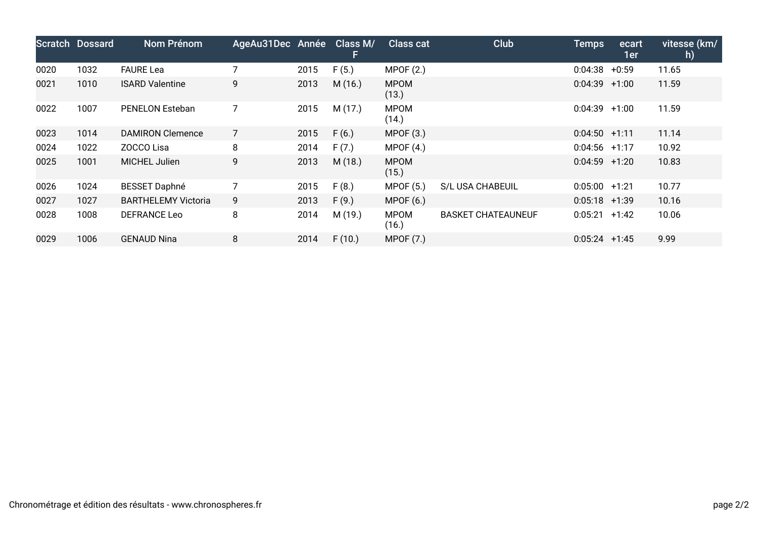| Scratch | Dossard | Nom Prénom | AgeAu31Dec | Année | Class M/F | Class cat | Club | Temps | ecart 1er | vitesse (km/h) |
|---|---|---|---|---|---|---|---|---|---|---|
| 0020 | 1032 | FAURE Lea | 7 | 2015 | F (5.) | MPOF (2.) | | 0:04:38 | +0:59 | 11.65 |
| 0021 | 1010 | ISARD Valentine | 9 | 2013 | M (16.) | MPOM (13.) | | 0:04:39 | +1:00 | 11.59 |
| 0022 | 1007 | PENELON Esteban | 7 | 2015 | M (17.) | MPOM (14.) | | 0:04:39 | +1:00 | 11.59 |
| 0023 | 1014 | DAMIRON Clemence | 7 | 2015 | F (6.) | MPOF (3.) | | 0:04:50 | +1:11 | 11.14 |
| 0024 | 1022 | ZOCCO Lisa | 8 | 2014 | F (7.) | MPOF (4.) | | 0:04:56 | +1:17 | 10.92 |
| 0025 | 1001 | MICHEL Julien | 9 | 2013 | M (18.) | MPOM (15.) | | 0:04:59 | +1:20 | 10.83 |
| 0026 | 1024 | BESSET Daphné | 7 | 2015 | F (8.) | MPOF (5.) | S/L USA CHABEUIL | 0:05:00 | +1:21 | 10.77 |
| 0027 | 1027 | BARTHELEMY Victoria | 9 | 2013 | F (9.) | MPOF (6.) | | 0:05:18 | +1:39 | 10.16 |
| 0028 | 1008 | DEFRANCE Leo | 8 | 2014 | M (19.) | MPOM (16.) | BASKET CHATEAUNEUF | 0:05:21 | +1:42 | 10.06 |
| 0029 | 1006 | GENAUD Nina | 8 | 2014 | F (10.) | MPOF (7.) | | 0:05:24 | +1:45 | 9.99 |

Chronométrage et édition des résultats - www.chronospheres.fr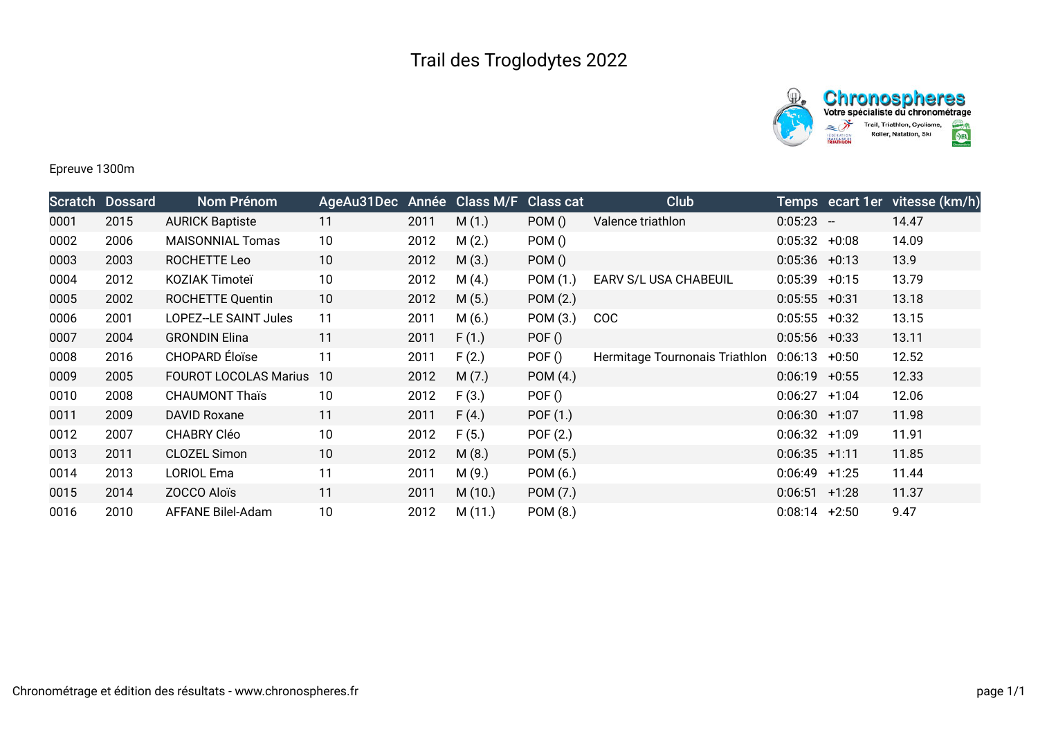# Trail des Troglodytes 2022

Epreuve 1300m

| Scratch | Dossard | Nom Prénom | AgeAu31Dec | Année | Class M/F | Class cat | Club | Temps | ecart 1er | vitesse (km/h) |
|---|---|---|---|---|---|---|---|---|---|---|
| 0001 | 2015 | AURICK Baptiste | 11 | 2011 | M (1.) | POM () | Valence triathlon | 0:05:23 | -- | 14.47 |
| 0002 | 2006 | MAISONNIAL Tomas | 10 | 2012 | M (2.) | POM () | | 0:05:32 | +0:08 | 14.09 |
| 0003 | 2003 | ROCHETTE Leo | 10 | 2012 | M (3.) | POM () | | 0:05:36 | +0:13 | 13.9 |
| 0004 | 2012 | KOZIAK Timoteï | 10 | 2012 | M (4.) | POM (1.) | EARV S/L USA CHABEUIL | 0:05:39 | +0:15 | 13.79 |
| 0005 | 2002 | ROCHETTE Quentin | 10 | 2012 | M (5.) | POM (2.) | | 0:05:55 | +0:31 | 13.18 |
| 0006 | 2001 | LOPEZ--LE SAINT Jules | 11 | 2011 | M (6.) | POM (3.) | COC | 0:05:55 | +0:32 | 13.15 |
| 0007 | 2004 | GRONDIN Elina | 11 | 2011 | F (1.) | POF () | | 0:05:56 | +0:33 | 13.11 |
| 0008 | 2016 | CHOPARD Éloïse | 11 | 2011 | F (2.) | POF () | Hermitage Tournonais Triathlon | 0:06:13 | +0:50 | 12.52 |
| 0009 | 2005 | FOUROT LOCOLAS Marius | 10 | 2012 | M (7.) | POM (4.) | | 0:06:19 | +0:55 | 12.33 |
| 0010 | 2008 | CHAUMONT Thaïs | 10 | 2012 | F (3.) | POF () | | 0:06:27 | +1:04 | 12.06 |
| 0011 | 2009 | DAVID Roxane | 11 | 2011 | F (4.) | POF (1.) | | 0:06:30 | +1:07 | 11.98 |
| 0012 | 2007 | CHABRY Cléo | 10 | 2012 | F (5.) | POF (2.) | | 0:06:32 | +1:09 | 11.91 |
| 0013 | 2011 | CLOZEL Simon | 10 | 2012 | M (8.) | POM (5.) | | 0:06:35 | +1:11 | 11.85 |
| 0014 | 2013 | LORIOL Ema | 11 | 2011 | M (9.) | POM (6.) | | 0:06:49 | +1:25 | 11.44 |
| 0015 | 2014 | ZOCCO Aloïs | 11 | 2011 | M (10.) | POM (7.) | | 0:06:51 | +1:28 | 11.37 |
| 0016 | 2010 | AFFANE Bilel-Adam | 10 | 2012 | M (11.) | POM (8.) | | 0:08:14 | +2:50 | 9.47 |

Chronométrage et édition des résultats - www.chronospheres.fr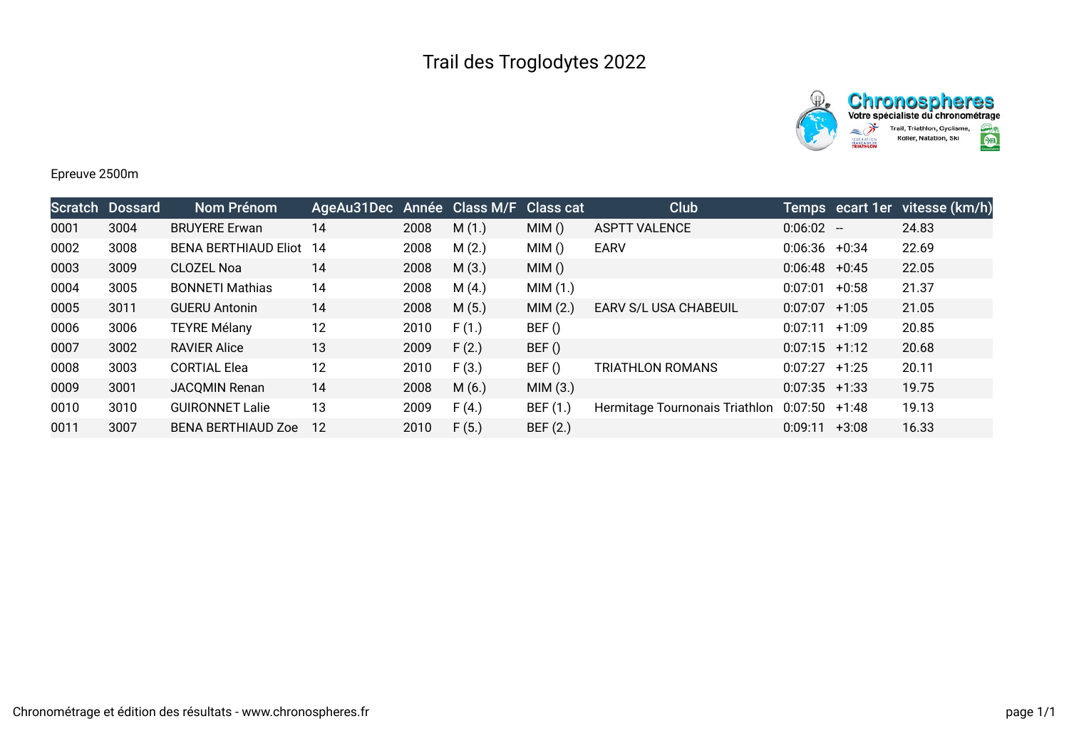# Trail des Troglodytes 2022

Epreuve 2500m

| Scratch | Dossard | Nom Prénom | AgeAu31Dec | Année | Class M/F | Class cat | Club | Temps | ecart 1er | vitesse (km/h) |
|---|---|---|---|---|---|---|---|---|---|---|
| 0001 | 3004 | BRUYERE Erwan | 14 | 2008 | M (1.) | MIM () | ASPTT VALENCE | 0:06:02 | -- | 24.83 |
| 0002 | 3008 | BENA BERTHIAUD Eliot | 14 | 2008 | M (2.) | MIM () | EARV | 0:06:36 | +0:34 | 22.69 |
| 0003 | 3009 | CLOZEL Noa | 14 | 2008 | M (3.) | MIM () | | 0:06:48 | +0:45 | 22.05 |
| 0004 | 3005 | BONNETI Mathias | 14 | 2008 | M (4.) | MIM (1.) | | 0:07:01 | +0:58 | 21.37 |
| 0005 | 3011 | GUERU Antonin | 14 | 2008 | M (5.) | MIM (2.) | EARV S/L USA CHABEUIL | 0:07:07 | +1:05 | 21.05 |
| 0006 | 3006 | TEYRE Mélany | 12 | 2010 | F (1.) | BEF () | | 0:07:11 | +1:09 | 20.85 |
| 0007 | 3002 | RAVIER Alice | 13 | 2009 | F (2.) | BEF () | | 0:07:15 | +1:12 | 20.68 |
| 0008 | 3003 | CORTIAL Elea | 12 | 2010 | F (3.) | BEF () | TRIATHLON ROMANS | 0:07:27 | +1:25 | 20.11 |
| 0009 | 3001 | JACQMIN Renan | 14 | 2008 | M (6.) | MIM (3.) | | 0:07:35 | +1:33 | 19.75 |
| 0010 | 3010 | GUIRONNET Lalie | 13 | 2009 | F (4.) | BEF (1.) | Hermitage Tournonais Triathlon | 0:07:50 | +1:48 | 19.13 |
| 0011 | 3007 | BENA BERTHIAUD Zoe | 12 | 2010 | F (5.) | BEF (2.) | | 0:09:11 | +3:08 | 16.33 |

Chronométrage et édition des résultats - www.chronospheres.fr